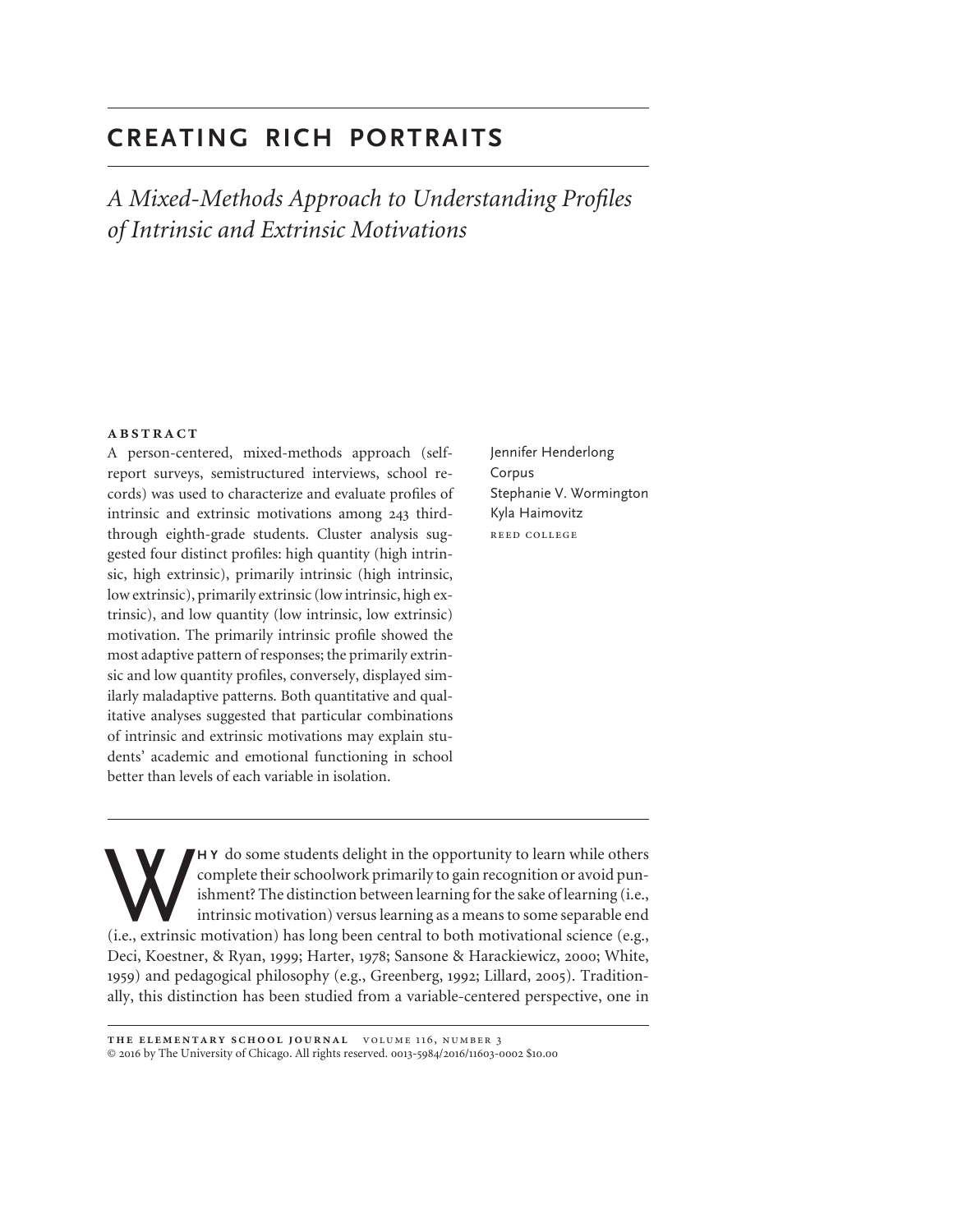# CREATING RICH PORTRAITS

## *A Mixed-Methods Approach to Understanding Profiles of Intrinsic and Extrinsic Motivations*

Jennifer Henderlong Corpus
Stephanie V. Wormington
Kyla Haimovitz
REED COLLEGE

### ABSTRACT

A person-centered, mixed-methods approach (self-report surveys, semistructured interviews, school records) was used to characterize and evaluate profiles of intrinsic and extrinsic motivations among 243 third-through eighth-grade students. Cluster analysis suggested four distinct profiles: high quantity (high intrinsic, high extrinsic), primarily intrinsic (high intrinsic, low extrinsic), primarily extrinsic (low intrinsic, high extrinsic), and low quantity (low intrinsic, low extrinsic) motivation. The primarily intrinsic profile showed the most adaptive pattern of responses; the primarily extrinsic and low quantity profiles, conversely, displayed similarly maladaptive patterns. Both quantitative and qualitative analyses suggested that particular combinations of intrinsic and extrinsic motivations may explain students' academic and emotional functioning in school better than levels of each variable in isolation.

WHY do some students delight in the opportunity to learn while others complete their schoolwork primarily to gain recognition or avoid punishment? The distinction between learning for the sake of learning (i.e., intrinsic motivation) versus learning as a means to some separable end (i.e., extrinsic motivation) has long been central to both motivational science (e.g., Deci, Koestner, & Ryan, 1999; Harter, 1978; Sansone & Harackiewicz, 2000; White, 1959) and pedagogical philosophy (e.g., Greenberg, 1992; Lillard, 2005). Traditionally, this distinction has been studied from a variable-centered perspective, one in

THE ELEMENTARY SCHOOL JOURNAL VOLUME 116, NUMBER 3
© 2016 by The University of Chicago. All rights reserved. 0013-5984/2016/11603-0002 $10.00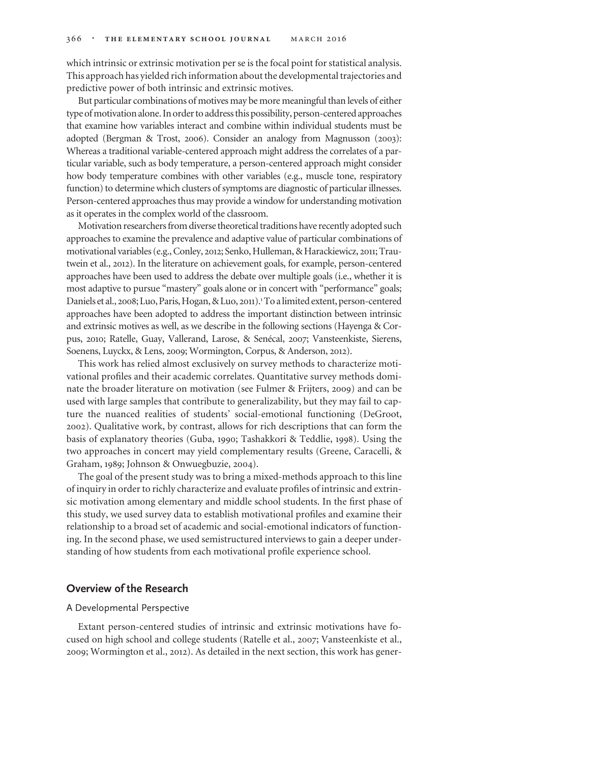which intrinsic or extrinsic motivation per se is the focal point for statistical analysis. This approach has yielded rich information about the developmental trajectories and predictive power of both intrinsic and extrinsic motives.

But particular combinations of motives may be more meaningful than levels of either type of motivation alone. In order to address this possibility, person-centered approaches that examine how variables interact and combine within individual students must be adopted (Bergman & Trost, 2006). Consider an analogy from Magnusson (2003): Whereas a traditional variable-centered approach might address the correlates of a particular variable, such as body temperature, a person-centered approach might consider how body temperature combines with other variables (e.g., muscle tone, respiratory function) to determine which clusters of symptoms are diagnostic of particular illnesses. Person-centered approaches thus may provide a window for understanding motivation as it operates in the complex world of the classroom.

Motivation researchers from diverse theoretical traditions have recently adopted such approaches to examine the prevalence and adaptive value of particular combinations of motivational variables (e.g., Conley, 2012; Senko, Hulleman, & Harackiewicz, 2011; Trautwein et al., 2012). In the literature on achievement goals, for example, person-centered approaches have been used to address the debate over multiple goals (i.e., whether it is most adaptive to pursue "mastery" goals alone or in concert with "performance" goals; Daniels et al., 2008; Luo, Paris, Hogan, & Luo, 2011).[1] To a limited extent, person-centered approaches have been adopted to address the important distinction between intrinsic and extrinsic motives as well, as we describe in the following sections (Hayenga & Corpus, 2010; Ratelle, Guay, Vallerand, Larose, & Senécal, 2007; Vansteenkiste, Sierens, Soenens, Luyckx, & Lens, 2009; Wormington, Corpus, & Anderson, 2012).

This work has relied almost exclusively on survey methods to characterize motivational profiles and their academic correlates. Quantitative survey methods dominate the broader literature on motivation (see Fulmer & Frijters, 2009) and can be used with large samples that contribute to generalizability, but they may fail to capture the nuanced realities of students' social-emotional functioning (DeGroot, 2002). Qualitative work, by contrast, allows for rich descriptions that can form the basis of explanatory theories (Guba, 1990; Tashakkori & Teddlie, 1998). Using the two approaches in concert may yield complementary results (Greene, Caracelli, & Graham, 1989; Johnson & Onwuegbuzie, 2004).

The goal of the present study was to bring a mixed-methods approach to this line of inquiry in order to richly characterize and evaluate profiles of intrinsic and extrinsic motivation among elementary and middle school students. In the first phase of this study, we used survey data to establish motivational profiles and examine their relationship to a broad set of academic and social-emotional indicators of functioning. In the second phase, we used semistructured interviews to gain a deeper understanding of how students from each motivational profile experience school.

## Overview of the Research

### A Developmental Perspective

Extant person-centered studies of intrinsic and extrinsic motivations have focused on high school and college students (Ratelle et al., 2007; Vansteenkiste et al., 2009; Wormington et al., 2012). As detailed in the next section, this work has gener-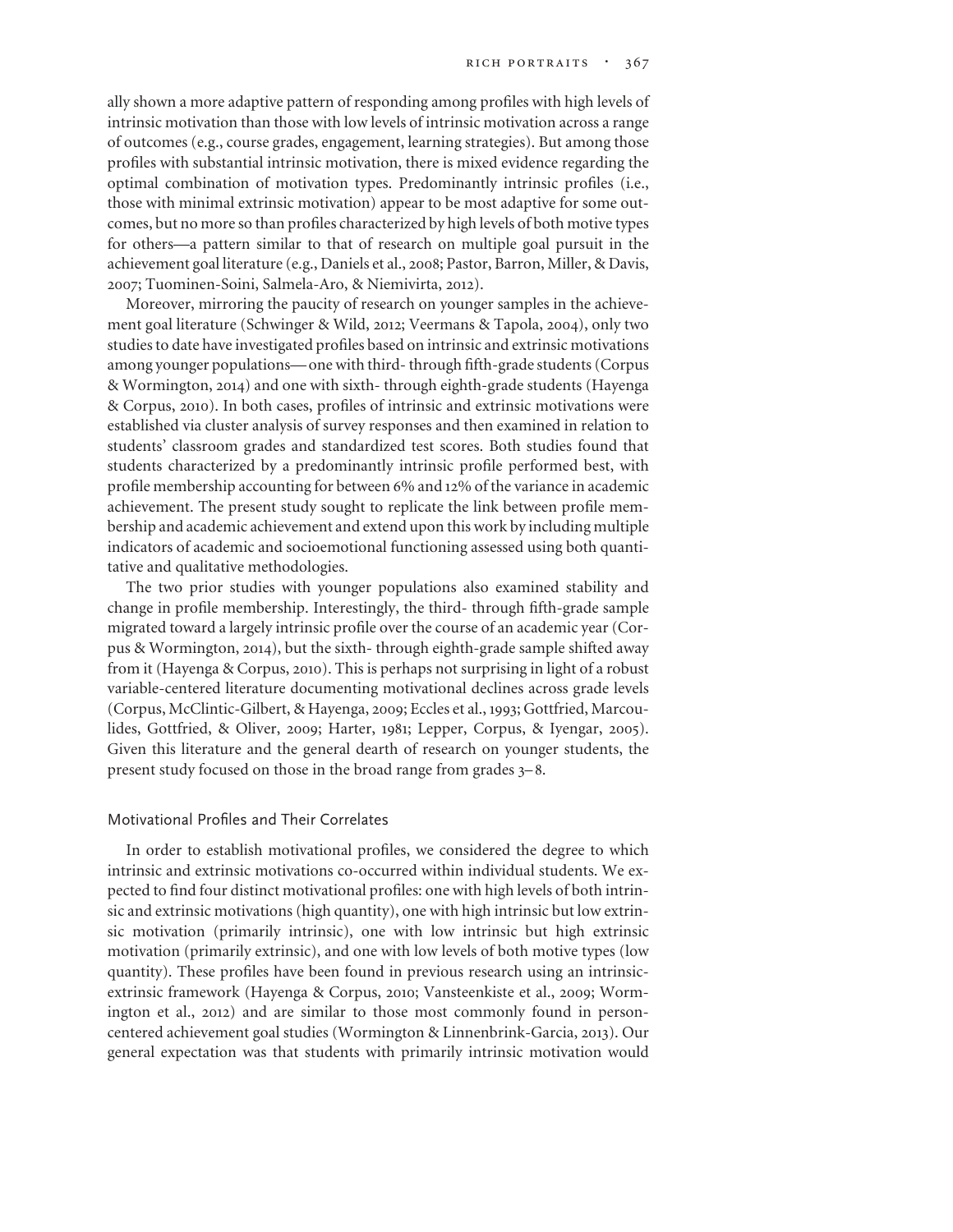ally shown a more adaptive pattern of responding among profiles with high levels of intrinsic motivation than those with low levels of intrinsic motivation across a range of outcomes (e.g., course grades, engagement, learning strategies). But among those profiles with substantial intrinsic motivation, there is mixed evidence regarding the optimal combination of motivation types. Predominantly intrinsic profiles (i.e., those with minimal extrinsic motivation) appear to be most adaptive for some outcomes, but no more so than profiles characterized by high levels of both motive types for others—a pattern similar to that of research on multiple goal pursuit in the achievement goal literature (e.g., Daniels et al., 2008; Pastor, Barron, Miller, & Davis, 2007; Tuominen-Soini, Salmela-Aro, & Niemivirta, 2012).

Moreover, mirroring the paucity of research on younger samples in the achievement goal literature (Schwinger & Wild, 2012; Veermans & Tapola, 2004), only two studies to date have investigated profiles based on intrinsic and extrinsic motivations among younger populations—one with third- through fifth-grade students (Corpus & Wormington, 2014) and one with sixth- through eighth-grade students (Hayenga & Corpus, 2010). In both cases, profiles of intrinsic and extrinsic motivations were established via cluster analysis of survey responses and then examined in relation to students' classroom grades and standardized test scores. Both studies found that students characterized by a predominantly intrinsic profile performed best, with profile membership accounting for between 6% and 12% of the variance in academic achievement. The present study sought to replicate the link between profile membership and academic achievement and extend upon this work by including multiple indicators of academic and socioemotional functioning assessed using both quantitative and qualitative methodologies.

The two prior studies with younger populations also examined stability and change in profile membership. Interestingly, the third- through fifth-grade sample migrated toward a largely intrinsic profile over the course of an academic year (Corpus & Wormington, 2014), but the sixth- through eighth-grade sample shifted away from it (Hayenga & Corpus, 2010). This is perhaps not surprising in light of a robust variable-centered literature documenting motivational declines across grade levels (Corpus, McClintic-Gilbert, & Hayenga, 2009; Eccles et al., 1993; Gottfried, Marcoulides, Gottfried, & Oliver, 2009; Harter, 1981; Lepper, Corpus, & Iyengar, 2005). Given this literature and the general dearth of research on younger students, the present study focused on those in the broad range from grades 3–8.

## Motivational Profiles and Their Correlates

In order to establish motivational profiles, we considered the degree to which intrinsic and extrinsic motivations co-occurred within individual students. We expected to find four distinct motivational profiles: one with high levels of both intrinsic and extrinsic motivations (high quantity), one with high intrinsic but low extrinsic motivation (primarily intrinsic), one with low intrinsic but high extrinsic motivation (primarily extrinsic), and one with low levels of both motive types (low quantity). These profiles have been found in previous research using an intrinsic-extrinsic framework (Hayenga & Corpus, 2010; Vansteenkiste et al., 2009; Wormington et al., 2012) and are similar to those most commonly found in person-centered achievement goal studies (Wormington & Linnenbrink-Garcia, 2013). Our general expectation was that students with primarily intrinsic motivation would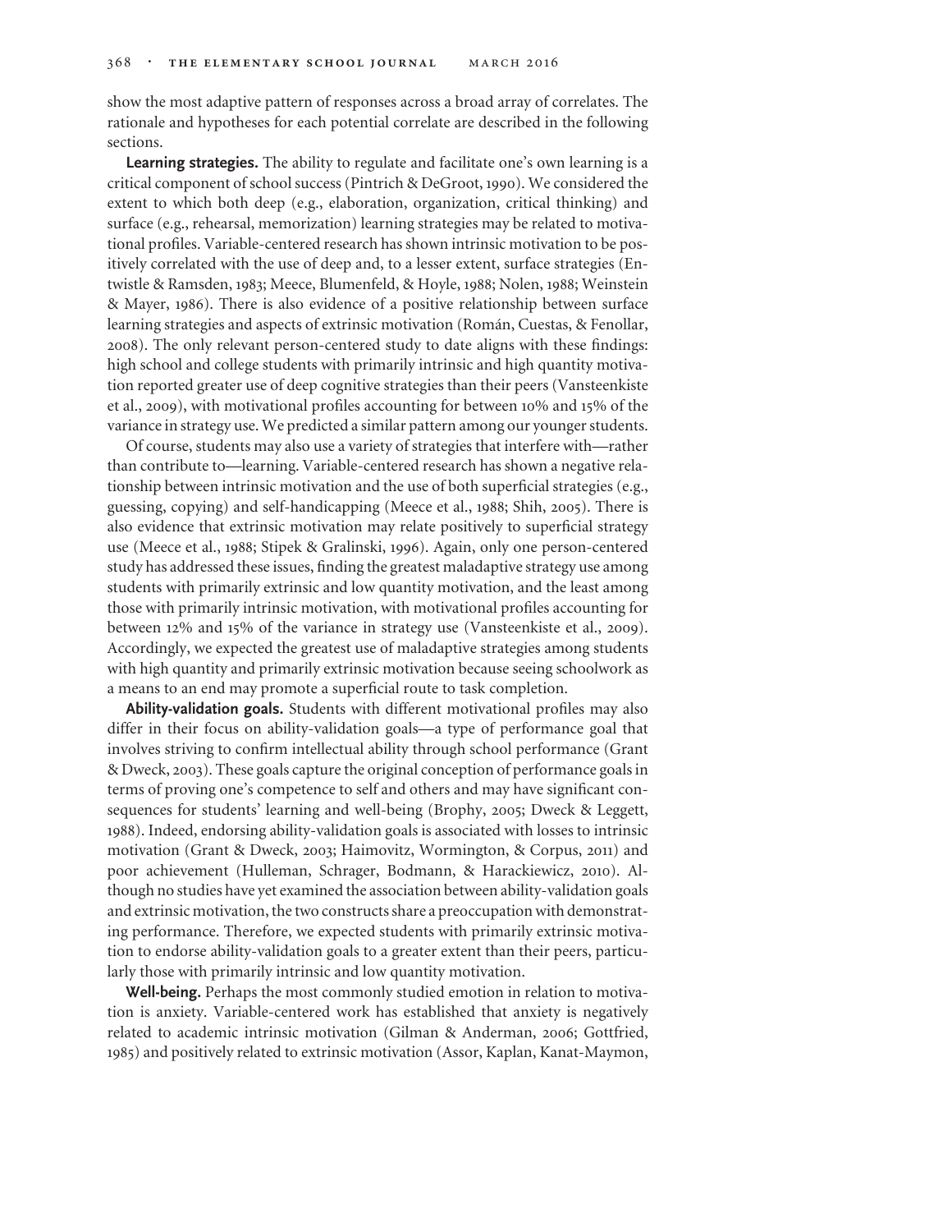show the most adaptive pattern of responses across a broad array of correlates. The rationale and hypotheses for each potential correlate are described in the following sections.

**Learning strategies.** The ability to regulate and facilitate one's own learning is a critical component of school success (Pintrich & DeGroot, 1990). We considered the extent to which both deep (e.g., elaboration, organization, critical thinking) and surface (e.g., rehearsal, memorization) learning strategies may be related to motivational profiles. Variable-centered research has shown intrinsic motivation to be positively correlated with the use of deep and, to a lesser extent, surface strategies (Entwistle & Ramsden, 1983; Meece, Blumenfeld, & Hoyle, 1988; Nolen, 1988; Weinstein & Mayer, 1986). There is also evidence of a positive relationship between surface learning strategies and aspects of extrinsic motivation (Román, Cuestas, & Fenollar, 2008). The only relevant person-centered study to date aligns with these findings: high school and college students with primarily intrinsic and high quantity motivation reported greater use of deep cognitive strategies than their peers (Vansteenkiste et al., 2009), with motivational profiles accounting for between 10% and 15% of the variance in strategy use. We predicted a similar pattern among our younger students.

Of course, students may also use a variety of strategies that interfere with—rather than contribute to—learning. Variable-centered research has shown a negative relationship between intrinsic motivation and the use of both superficial strategies (e.g., guessing, copying) and self-handicapping (Meece et al., 1988; Shih, 2005). There is also evidence that extrinsic motivation may relate positively to superficial strategy use (Meece et al., 1988; Stipek & Gralinski, 1996). Again, only one person-centered study has addressed these issues, finding the greatest maladaptive strategy use among students with primarily extrinsic and low quantity motivation, and the least among those with primarily intrinsic motivation, with motivational profiles accounting for between 12% and 15% of the variance in strategy use (Vansteenkiste et al., 2009). Accordingly, we expected the greatest use of maladaptive strategies among students with high quantity and primarily extrinsic motivation because seeing schoolwork as a means to an end may promote a superficial route to task completion.

**Ability-validation goals.** Students with different motivational profiles may also differ in their focus on ability-validation goals—a type of performance goal that involves striving to confirm intellectual ability through school performance (Grant & Dweck, 2003). These goals capture the original conception of performance goals in terms of proving one's competence to self and others and may have significant consequences for students' learning and well-being (Brophy, 2005; Dweck & Leggett, 1988). Indeed, endorsing ability-validation goals is associated with losses to intrinsic motivation (Grant & Dweck, 2003; Haimovitz, Wormington, & Corpus, 2011) and poor achievement (Hulleman, Schrager, Bodmann, & Harackiewicz, 2010). Although no studies have yet examined the association between ability-validation goals and extrinsic motivation, the two constructs share a preoccupation with demonstrating performance. Therefore, we expected students with primarily extrinsic motivation to endorse ability-validation goals to a greater extent than their peers, particularly those with primarily intrinsic and low quantity motivation.

**Well-being.** Perhaps the most commonly studied emotion in relation to motivation is anxiety. Variable-centered work has established that anxiety is negatively related to academic intrinsic motivation (Gilman & Anderman, 2006; Gottfried, 1985) and positively related to extrinsic motivation (Assor, Kaplan, Kanat-Maymon,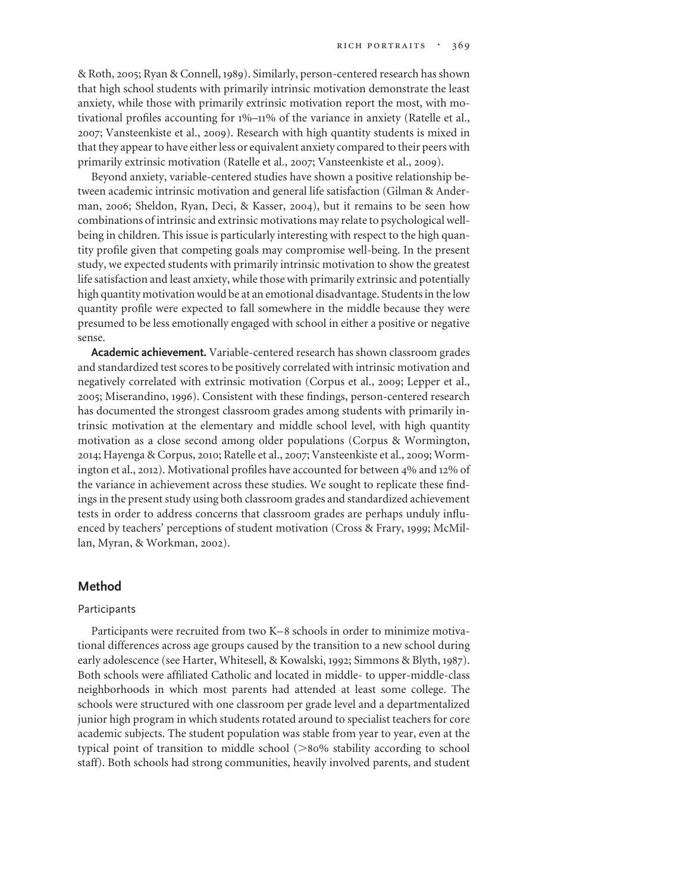& Roth, 2005; Ryan & Connell, 1989). Similarly, person-centered research has shown that high school students with primarily intrinsic motivation demonstrate the least anxiety, while those with primarily extrinsic motivation report the most, with motivational profiles accounting for 1%–11% of the variance in anxiety (Ratelle et al., 2007; Vansteenkiste et al., 2009). Research with high quantity students is mixed in that they appear to have either less or equivalent anxiety compared to their peers with primarily extrinsic motivation (Ratelle et al., 2007; Vansteenkiste et al., 2009).

Beyond anxiety, variable-centered studies have shown a positive relationship between academic intrinsic motivation and general life satisfaction (Gilman & Anderman, 2006; Sheldon, Ryan, Deci, & Kasser, 2004), but it remains to be seen how combinations of intrinsic and extrinsic motivations may relate to psychological well-being in children. This issue is particularly interesting with respect to the high quantity profile given that competing goals may compromise well-being. In the present study, we expected students with primarily intrinsic motivation to show the greatest life satisfaction and least anxiety, while those with primarily extrinsic and potentially high quantity motivation would be at an emotional disadvantage. Students in the low quantity profile were expected to fall somewhere in the middle because they were presumed to be less emotionally engaged with school in either a positive or negative sense.

**Academic achievement.** Variable-centered research has shown classroom grades and standardized test scores to be positively correlated with intrinsic motivation and negatively correlated with extrinsic motivation (Corpus et al., 2009; Lepper et al., 2005; Miserandino, 1996). Consistent with these findings, person-centered research has documented the strongest classroom grades among students with primarily intrinsic motivation at the elementary and middle school level, with high quantity motivation as a close second among older populations (Corpus & Wormington, 2014; Hayenga & Corpus, 2010; Ratelle et al., 2007; Vansteenkiste et al., 2009; Wormington et al., 2012). Motivational profiles have accounted for between 4% and 12% of the variance in achievement across these studies. We sought to replicate these findings in the present study using both classroom grades and standardized achievement tests in order to address concerns that classroom grades are perhaps unduly influenced by teachers' perceptions of student motivation (Cross & Frary, 1999; McMillan, Myran, & Workman, 2002).

## Method

### Participants

Participants were recruited from two K–8 schools in order to minimize motivational differences across age groups caused by the transition to a new school during early adolescence (see Harter, Whitesell, & Kowalski, 1992; Simmons & Blyth, 1987). Both schools were affiliated Catholic and located in middle- to upper-middle-class neighborhoods in which most parents had attended at least some college. The schools were structured with one classroom per grade level and a departmentalized junior high program in which students rotated around to specialist teachers for core academic subjects. The student population was stable from year to year, even at the typical point of transition to middle school (>80% stability according to school staff). Both schools had strong communities, heavily involved parents, and student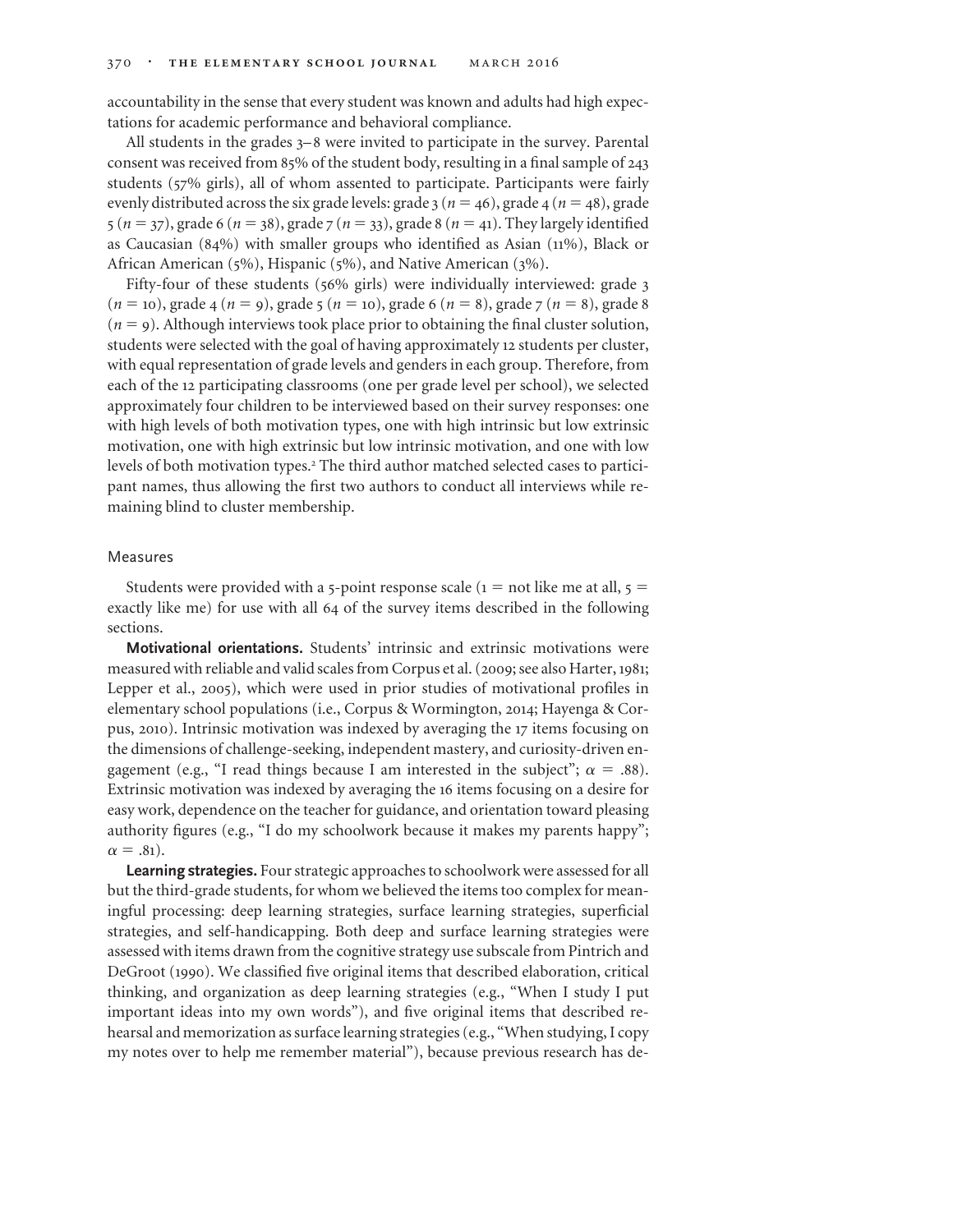accountability in the sense that every student was known and adults had high expectations for academic performance and behavioral compliance.

All students in the grades 3–8 were invited to participate in the survey. Parental consent was received from 85% of the student body, resulting in a final sample of 243 students (57% girls), all of whom assented to participate. Participants were fairly evenly distributed across the six grade levels: grade 3 ($n = 46$), grade 4 ($n = 48$), grade 5 ($n = 37$), grade 6 ($n = 38$), grade 7 ($n = 33$), grade 8 ($n = 41$). They largely identified as Caucasian (84%) with smaller groups who identified as Asian (11%), Black or African American (5%), Hispanic (5%), and Native American (3%).

Fifty-four of these students (56% girls) were individually interviewed: grade 3 ($n = 10$), grade 4 ($n = 9$), grade 5 ($n = 10$), grade 6 ($n = 8$), grade 7 ($n = 8$), grade 8 ($n = 9$). Although interviews took place prior to obtaining the final cluster solution, students were selected with the goal of having approximately 12 students per cluster, with equal representation of grade levels and genders in each group. Therefore, from each of the 12 participating classrooms (one per grade level per school), we selected approximately four children to be interviewed based on their survey responses: one with high levels of both motivation types, one with high intrinsic but low extrinsic motivation, one with high extrinsic but low intrinsic motivation, and one with low levels of both motivation types.[2] The third author matched selected cases to participant names, thus allowing the first two authors to conduct all interviews while remaining blind to cluster membership.

## Measures

Students were provided with a 5-point response scale (1 = not like me at all, 5 = exactly like me) for use with all 64 of the survey items described in the following sections.

**Motivational orientations.** Students' intrinsic and extrinsic motivations were measured with reliable and valid scales from Corpus et al. (2009; see also Harter, 1981; Lepper et al., 2005), which were used in prior studies of motivational profiles in elementary school populations (i.e., Corpus & Wormington, 2014; Hayenga & Corpus, 2010). Intrinsic motivation was indexed by averaging the 17 items focusing on the dimensions of challenge-seeking, independent mastery, and curiosity-driven engagement (e.g., "I read things because I am interested in the subject"; $\alpha = .88$). Extrinsic motivation was indexed by averaging the 16 items focusing on a desire for easy work, dependence on the teacher for guidance, and orientation toward pleasing authority figures (e.g., "I do my schoolwork because it makes my parents happy"; $\alpha = .81$).

**Learning strategies.** Four strategic approaches to schoolwork were assessed for all but the third-grade students, for whom we believed the items too complex for meaningful processing: deep learning strategies, surface learning strategies, superficial strategies, and self-handicapping. Both deep and surface learning strategies were assessed with items drawn from the cognitive strategy use subscale from Pintrich and DeGroot (1990). We classified five original items that described elaboration, critical thinking, and organization as deep learning strategies (e.g., "When I study I put important ideas into my own words"), and five original items that described rehearsal and memorization as surface learning strategies (e.g., "When studying, I copy my notes over to help me remember material"), because previous research has de-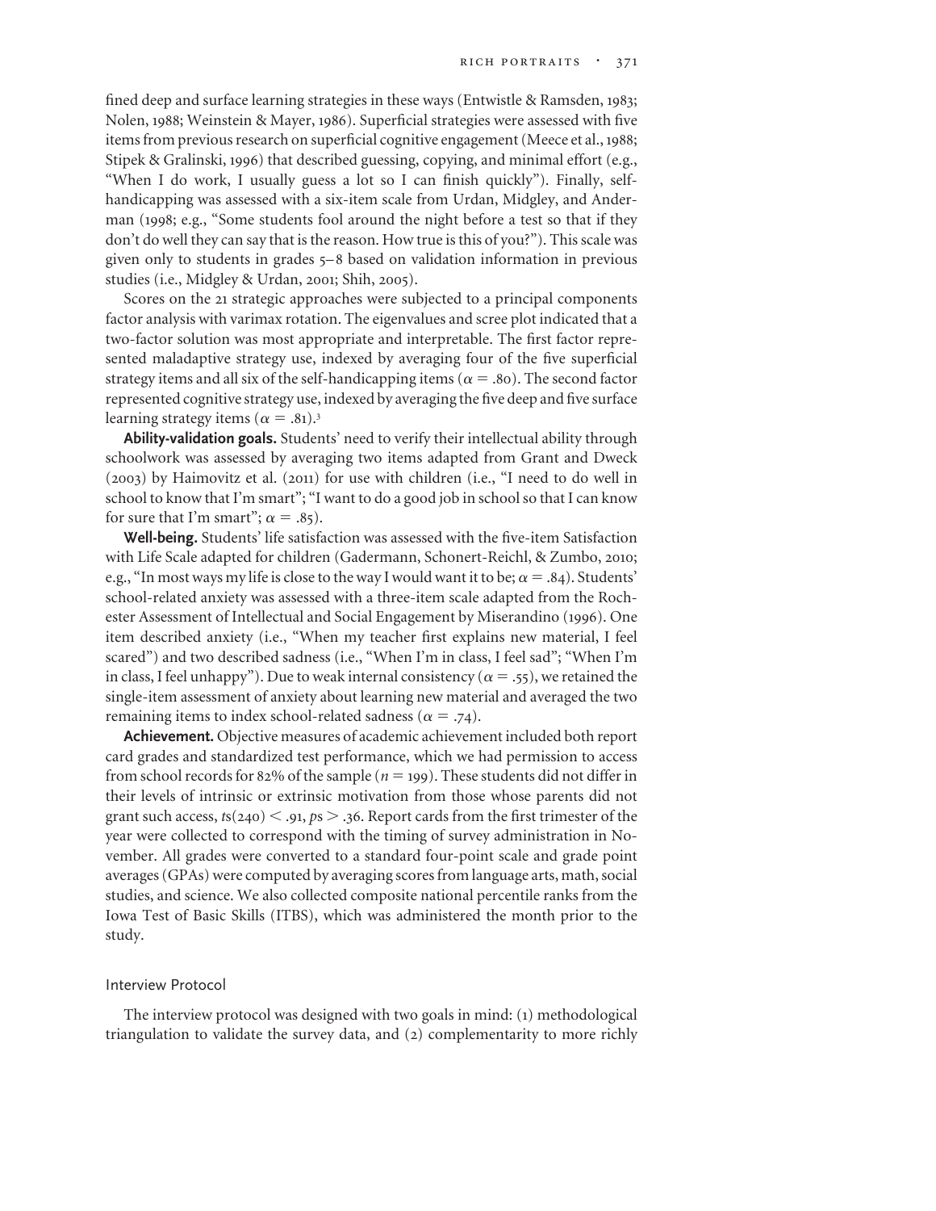fined deep and surface learning strategies in these ways (Entwistle & Ramsden, 1983; Nolen, 1988; Weinstein & Mayer, 1986). Superficial strategies were assessed with five items from previous research on superficial cognitive engagement (Meece et al., 1988; Stipek & Gralinski, 1996) that described guessing, copying, and minimal effort (e.g., "When I do work, I usually guess a lot so I can finish quickly"). Finally, self-handicapping was assessed with a six-item scale from Urdan, Midgley, and Anderman (1998; e.g., "Some students fool around the night before a test so that if they don't do well they can say that is the reason. How true is this of you?"). This scale was given only to students in grades 5–8 based on validation information in previous studies (i.e., Midgley & Urdan, 2001; Shih, 2005).

Scores on the 21 strategic approaches were subjected to a principal components factor analysis with varimax rotation. The eigenvalues and scree plot indicated that a two-factor solution was most appropriate and interpretable. The first factor represented maladaptive strategy use, indexed by averaging four of the five superficial strategy items and all six of the self-handicapping items ($\alpha = .80$). The second factor represented cognitive strategy use, indexed by averaging the five deep and five surface learning strategy items ($\alpha = .81$).[3]

**Ability-validation goals.** Students' need to verify their intellectual ability through schoolwork was assessed by averaging two items adapted from Grant and Dweck (2003) by Haimovitz et al. (2011) for use with children (i.e., "I need to do well in school to know that I'm smart"; "I want to do a good job in school so that I can know for sure that I'm smart"; $\alpha = .85$).

**Well-being.** Students' life satisfaction was assessed with the five-item Satisfaction with Life Scale adapted for children (Gadermann, Schonert-Reichl, & Zumbo, 2010; e.g., "In most ways my life is close to the way I would want it to be; $\alpha = .84$). Students' school-related anxiety was assessed with a three-item scale adapted from the Rochester Assessment of Intellectual and Social Engagement by Miserandino (1996). One item described anxiety (i.e., "When my teacher first explains new material, I feel scared") and two described sadness (i.e., "When I'm in class, I feel sad"; "When I'm in class, I feel unhappy"). Due to weak internal consistency ($\alpha = .55$), we retained the single-item assessment of anxiety about learning new material and averaged the two remaining items to index school-related sadness ($\alpha = .74$).

**Achievement.** Objective measures of academic achievement included both report card grades and standardized test performance, which we had permission to access from school records for 82% of the sample ($n = 199$). These students did not differ in their levels of intrinsic or extrinsic motivation from those whose parents did not grant such access, $ts(240) < .91$, $ps > .36$. Report cards from the first trimester of the year were collected to correspond with the timing of survey administration in November. All grades were converted to a standard four-point scale and grade point averages (GPAs) were computed by averaging scores from language arts, math, social studies, and science. We also collected composite national percentile ranks from the Iowa Test of Basic Skills (ITBS), which was administered the month prior to the study.

### Interview Protocol

The interview protocol was designed with two goals in mind: (1) methodological triangulation to validate the survey data, and (2) complementarity to more richly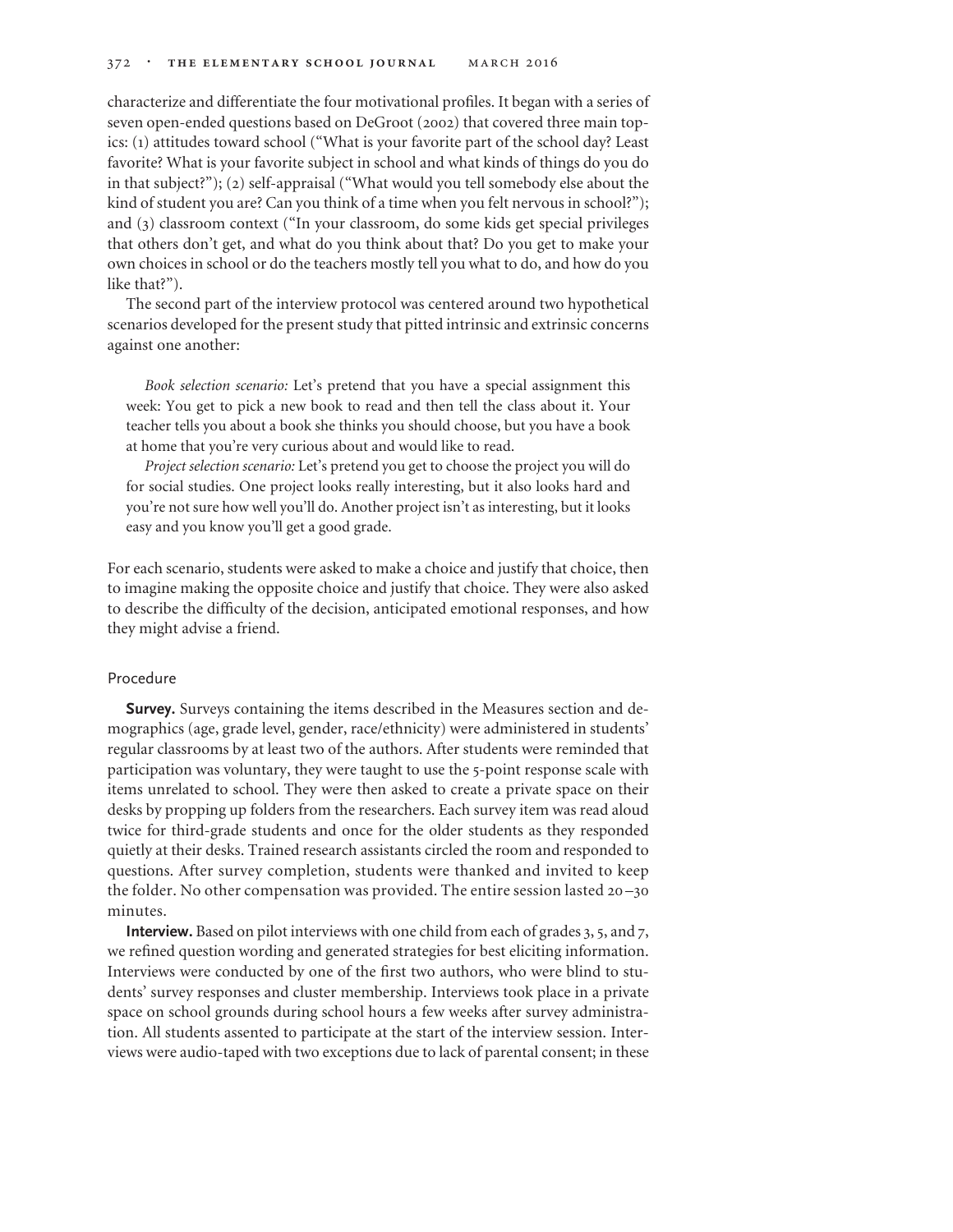characterize and differentiate the four motivational profiles. It began with a series of seven open-ended questions based on DeGroot (2002) that covered three main topics: (1) attitudes toward school ("What is your favorite part of the school day? Least favorite? What is your favorite subject in school and what kinds of things do you do in that subject?"); (2) self-appraisal ("What would you tell somebody else about the kind of student you are? Can you think of a time when you felt nervous in school?"); and (3) classroom context ("In your classroom, do some kids get special privileges that others don't get, and what do you think about that? Do you get to make your own choices in school or do the teachers mostly tell you what to do, and how do you like that?").

The second part of the interview protocol was centered around two hypothetical scenarios developed for the present study that pitted intrinsic and extrinsic concerns against one another:

> *Book selection scenario:* Let's pretend that you have a special assignment this week: You get to pick a new book to read and then tell the class about it. Your teacher tells you about a book she thinks you should choose, but you have a book at home that you're very curious about and would like to read.
>
> *Project selection scenario:* Let's pretend you get to choose the project you will do for social studies. One project looks really interesting, but it also looks hard and you're not sure how well you'll do. Another project isn't as interesting, but it looks easy and you know you'll get a good grade.

For each scenario, students were asked to make a choice and justify that choice, then to imagine making the opposite choice and justify that choice. They were also asked to describe the difficulty of the decision, anticipated emotional responses, and how they might advise a friend.

### Procedure

**Survey.** Surveys containing the items described in the Measures section and demographics (age, grade level, gender, race/ethnicity) were administered in students' regular classrooms by at least two of the authors. After students were reminded that participation was voluntary, they were taught to use the 5-point response scale with items unrelated to school. They were then asked to create a private space on their desks by propping up folders from the researchers. Each survey item was read aloud twice for third-grade students and once for the older students as they responded quietly at their desks. Trained research assistants circled the room and responded to questions. After survey completion, students were thanked and invited to keep the folder. No other compensation was provided. The entire session lasted 20–30 minutes.

**Interview.** Based on pilot interviews with one child from each of grades 3, 5, and 7, we refined question wording and generated strategies for best eliciting information. Interviews were conducted by one of the first two authors, who were blind to students' survey responses and cluster membership. Interviews took place in a private space on school grounds during school hours a few weeks after survey administration. All students assented to participate at the start of the interview session. Interviews were audio-taped with two exceptions due to lack of parental consent; in these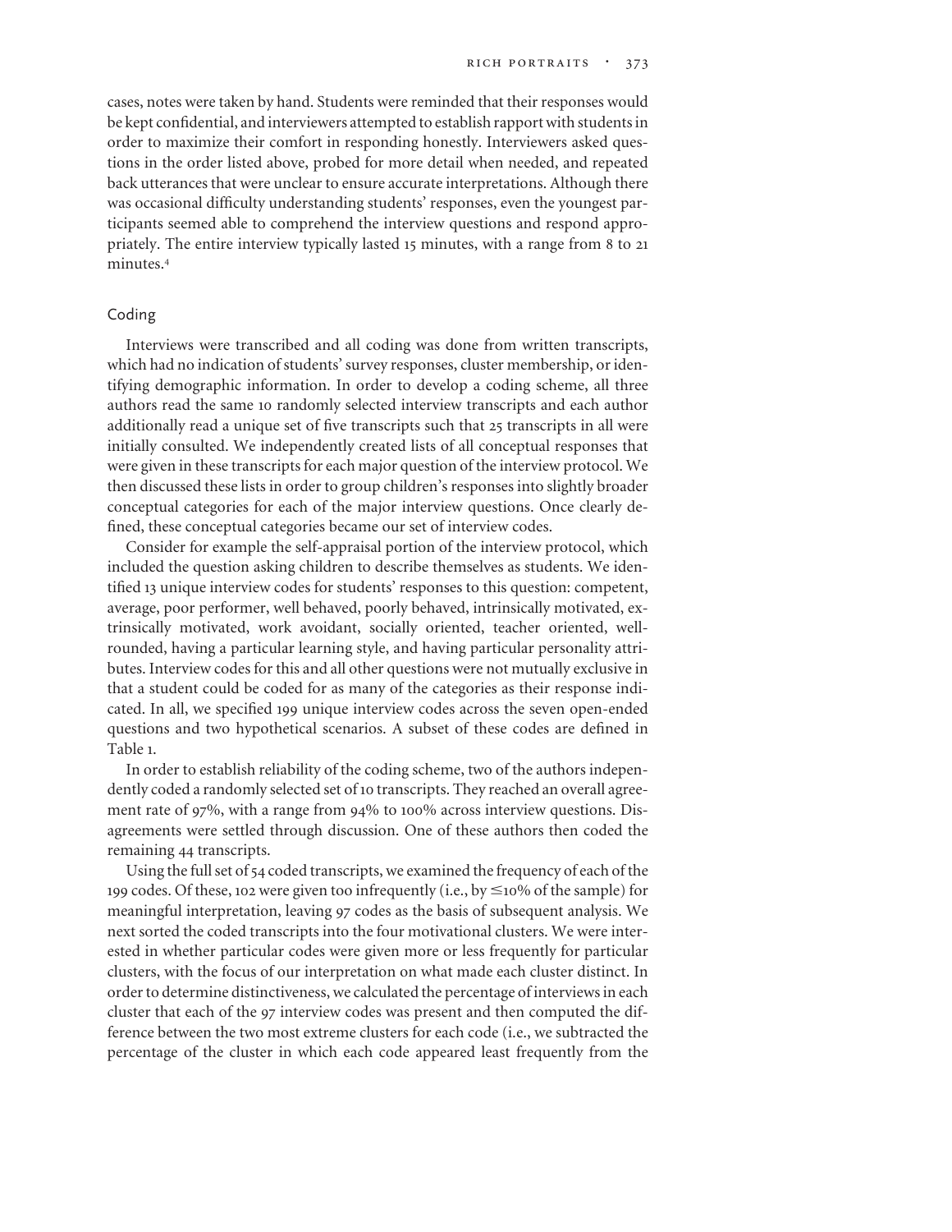cases, notes were taken by hand. Students were reminded that their responses would be kept confidential, and interviewers attempted to establish rapport with students in order to maximize their comfort in responding honestly. Interviewers asked questions in the order listed above, probed for more detail when needed, and repeated back utterances that were unclear to ensure accurate interpretations. Although there was occasional difficulty understanding students' responses, even the youngest participants seemed able to comprehend the interview questions and respond appropriately. The entire interview typically lasted 15 minutes, with a range from 8 to 21 minutes.[4]

## Coding

Interviews were transcribed and all coding was done from written transcripts, which had no indication of students' survey responses, cluster membership, or identifying demographic information. In order to develop a coding scheme, all three authors read the same 10 randomly selected interview transcripts and each author additionally read a unique set of five transcripts such that 25 transcripts in all were initially consulted. We independently created lists of all conceptual responses that were given in these transcripts for each major question of the interview protocol. We then discussed these lists in order to group children's responses into slightly broader conceptual categories for each of the major interview questions. Once clearly defined, these conceptual categories became our set of interview codes.

Consider for example the self-appraisal portion of the interview protocol, which included the question asking children to describe themselves as students. We identified 13 unique interview codes for students' responses to this question: competent, average, poor performer, well behaved, poorly behaved, intrinsically motivated, extrinsically motivated, work avoidant, socially oriented, teacher oriented, well-rounded, having a particular learning style, and having particular personality attributes. Interview codes for this and all other questions were not mutually exclusive in that a student could be coded for as many of the categories as their response indicated. In all, we specified 199 unique interview codes across the seven open-ended questions and two hypothetical scenarios. A subset of these codes are defined in Table 1.

In order to establish reliability of the coding scheme, two of the authors independently coded a randomly selected set of 10 transcripts. They reached an overall agreement rate of 97%, with a range from 94% to 100% across interview questions. Disagreements were settled through discussion. One of these authors then coded the remaining 44 transcripts.

Using the full set of 54 coded transcripts, we examined the frequency of each of the 199 codes. Of these, 102 were given too infrequently (i.e., by $\leq$10% of the sample) for meaningful interpretation, leaving 97 codes as the basis of subsequent analysis. We next sorted the coded transcripts into the four motivational clusters. We were interested in whether particular codes were given more or less frequently for particular clusters, with the focus of our interpretation on what made each cluster distinct. In order to determine distinctiveness, we calculated the percentage of interviews in each cluster that each of the 97 interview codes was present and then computed the difference between the two most extreme clusters for each code (i.e., we subtracted the percentage of the cluster in which each code appeared least frequently from the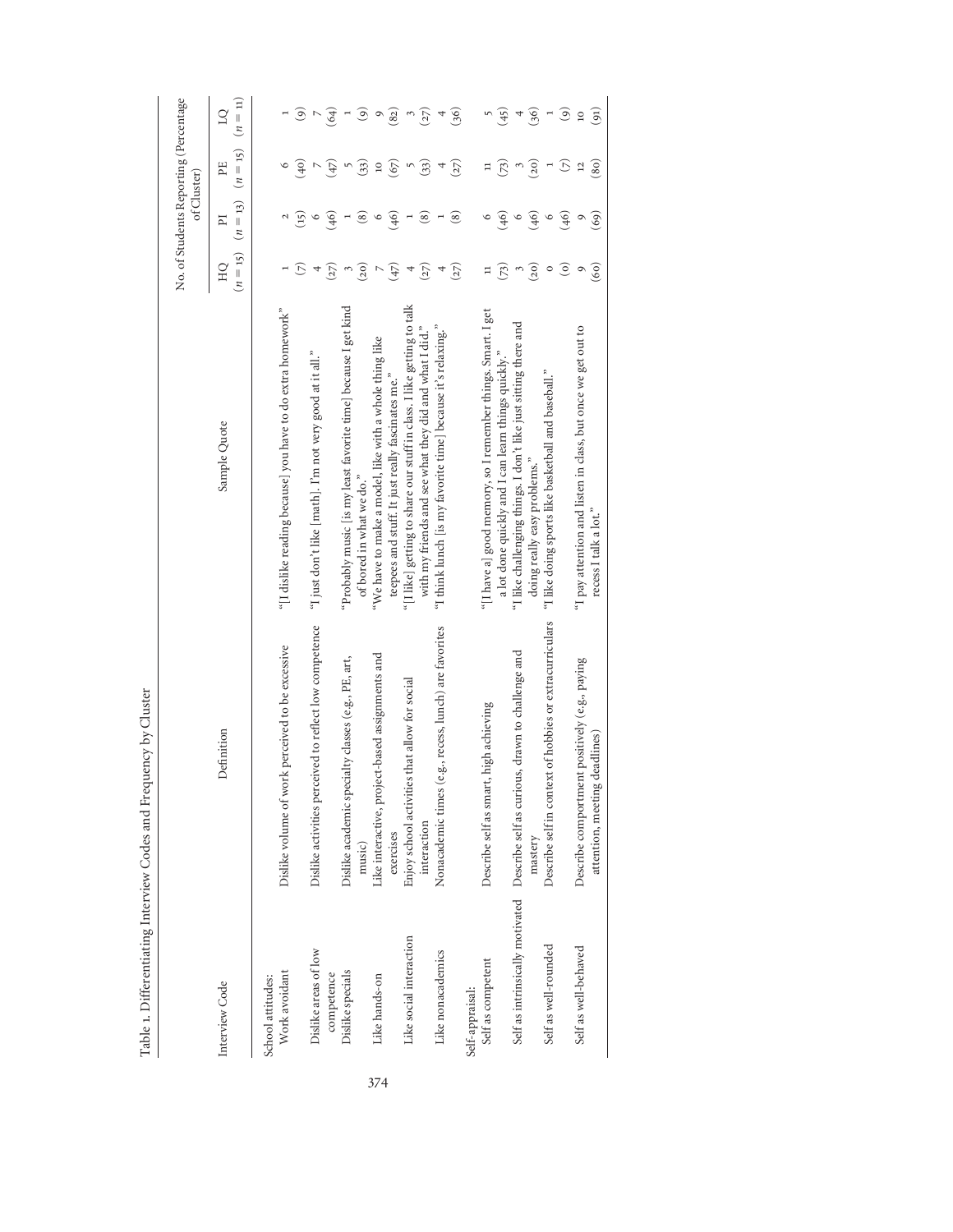Table 1. Differentiating Interview Codes and Frequency by Cluster

| Interview Code | Definition | Sample Quote | No. of Students Reporting (Percentage of Cluster) | | | |
|---|---|---|---|---|---|---|
| | | | HQ ($n = 15$) | PI ($n = 13$) | PE ($n = 15$) | LQ ($n = 11$) |
| School attitudes: | | | | | | |
| Work avoidant | Dislike volume of work perceived to be excessive | "[I dislike reading because] you have to do extra homework" | 1 (7) | 2 (15) | 6 (40) | 1 (9) |
| Dislike areas of low competence | Dislike activities perceived to reflect low competence | "I just don't like [math]. I'm not very good at it all." | 4 (27) | 6 (46) | 7 (47) | 7 (64) |
| Dislike specials | Dislike academic specialty classes (e.g., PE, art, music) | "Probably music [is my least favorite time] because I get kind of bored in what we do." | 3 (20) | 1 (8) | 5 (33) | 1 (9) |
| Like hands-on | Like interactive, project-based assignments and exercises | "We have to make a model, like with a whole thing like teepees and stuff. It just really fascinates me." | 7 (47) | 6 (46) | 10 (67) | 9 (82) |
| Like social interaction | Enjoy school activities that allow for social interaction | "[I like] getting to share our stuff in class. I like getting to talk with my friends and see what they did and what I did." | 4 (27) | 1 (8) | 5 (33) | 3 (27) |
| Like nonacademics | Nonacademic times (e.g., recess, lunch) are favorites | "I think lunch [is my favorite time] because it's relaxing." | 4 (27) | 1 (8) | 4 (27) | 4 (36) |
| Self-appraisal: | | | | | | |
| Self as competent | Describe self as smart, high achieving | "[I have a] good memory, so I remember things. Smart. I get a lot done quickly and I can learn things quickly." | 11 (73) | 6 (46) | 11 (73) | 5 (45) |
| Self as intrinsically motivated | Describe self as curious, drawn to challenge and mastery | "I like challenging things. I don't like just sitting there and doing really easy problems." | 3 (20) | 6 (46) | 3 (20) | 4 (36) |
| Self as well-rounded | Describe self in context of hobbies or extracurriculars | "I like doing sports like basketball and baseball." | 0 (0) | 6 (46) | 1 (7) | 1 (9) |
| Self as well-behaved | Describe comportment positively (e.g., paying attention, meeting deadlines) | "I pay attention and listen in class, but once we get out to recess I talk a lot." | 9 (60) | 9 (69) | 12 (80) | 10 (91) |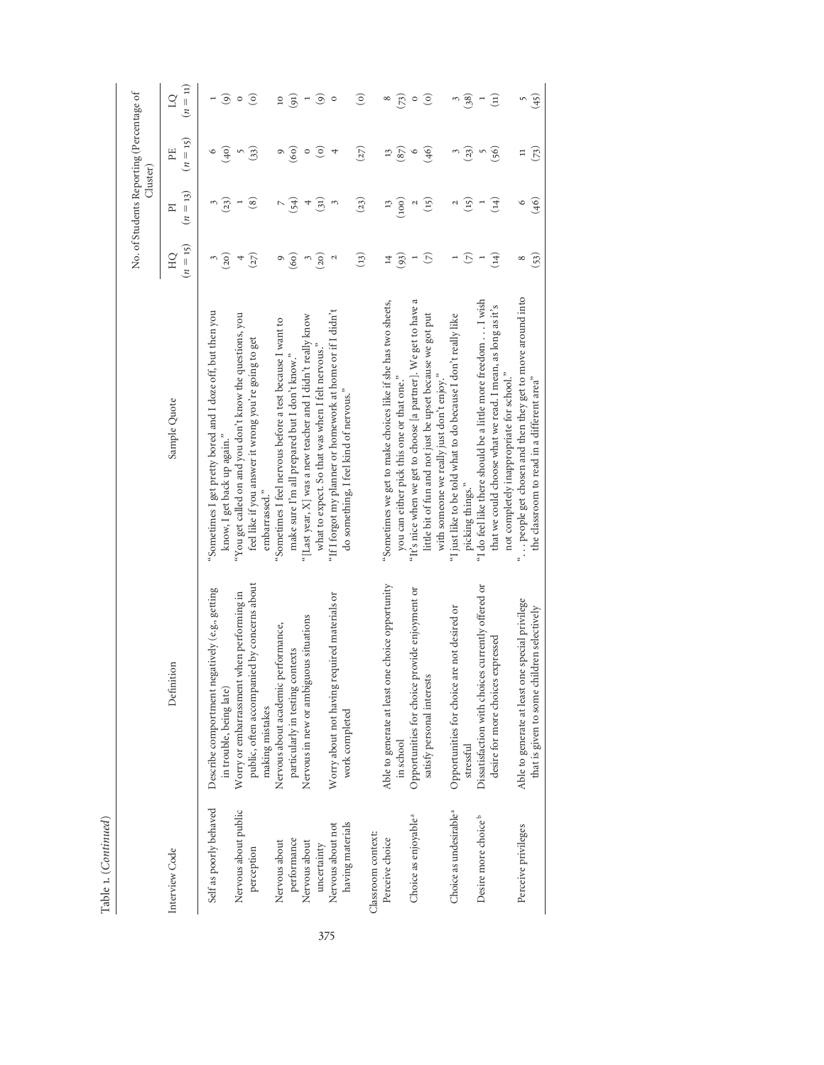Table 1. (*Continued*)

| Interview Code | Definition | Sample Quote | No. of Students Reporting (Percentage of Cluster) HQ ($n$ = 15) | PI ($n$ = 13) | PE ($n$ = 15) | LQ ($n$ = 11) |
|---|---|---|---|---|---|---|
| Self as poorly behaved | Describe comportment negatively (e.g., getting in trouble, being late) | "Sometimes I get pretty bored and I doze off, but then you know, I get back up again." | 3 (20) | 3 (23) | 6 (40) | 1 (9) |
| Nervous about public perception | Worry or embarrassment when performing in public, often accompanied by concerns about making mistakes | "You get called on and you don't know the questions, you feel like if you answer it wrong you're going to get embarrassed." | 4 (27) | 1 (8) | 5 (33) | 0 (0) |
| Nervous about performance | Nervous about academic performance, particularly in testing contexts | "Sometimes I feel nervous before a test because I want to make sure I'm all prepared but I don't know." | 9 (60) | 7 (54) | 9 (60) | 10 (91) |
| Nervous about uncertainty | Nervous in new or ambiguous situations | "[Last year, X] was a new teacher and I didn't really know what to expect. So that was when I felt nervous." | 3 (20) | 4 (31) | 0 (0) | 1 (9) |
| Nervous about not having materials | Worry about not having required materials or work completed | "If I forgot my planner or homework at home or if I didn't do something, I feel kind of nervous." | 2 (13) | 3 (23) | 4 (27) | 0 (0) |
| Classroom context: | | | | | | |
| Perceive choice | Able to generate at least one choice opportunity in school | "Sometimes we get to make choices like if she has two sheets, you can either pick this one or that one." | 14 (93) | 13 (100) | 13 (87) | 8 (73) |
| Choice as enjoyable[a] | Opportunities for choice provide enjoyment or satisfy personal interests | "It's nice when we get to choose [a partner]. We get to have a little bit of fun and not just be upset because we got put with someone we really just don't enjoy." | 1 (7) | 2 (15) | 6 (46) | 0 (0) |
| Choice as undesirable[a] | Opportunities for choice are not desired or stressful | "I just like to be told what to do because I don't really like picking things." | 1 (7) | 2 (15) | 3 (23) | 3 (38) |
| Desire more choice[b] | Dissatisfaction with choices currently offered or desire for more choices expressed | "I do feel like there should be a little more freedom . . . I wish that we could choose what we read. I mean, as long as it's not completely inappropriate for school." | 1 (14) | 1 (14) | 5 (56) | 1 (11) |
| Perceive privileges | Able to generate at least one special privilege that is given to some children selectively | ". . . people get chosen and then they get to move around into the classroom to read in a different area" | 8 (53) | 6 (46) | 11 (73) | 5 (45) |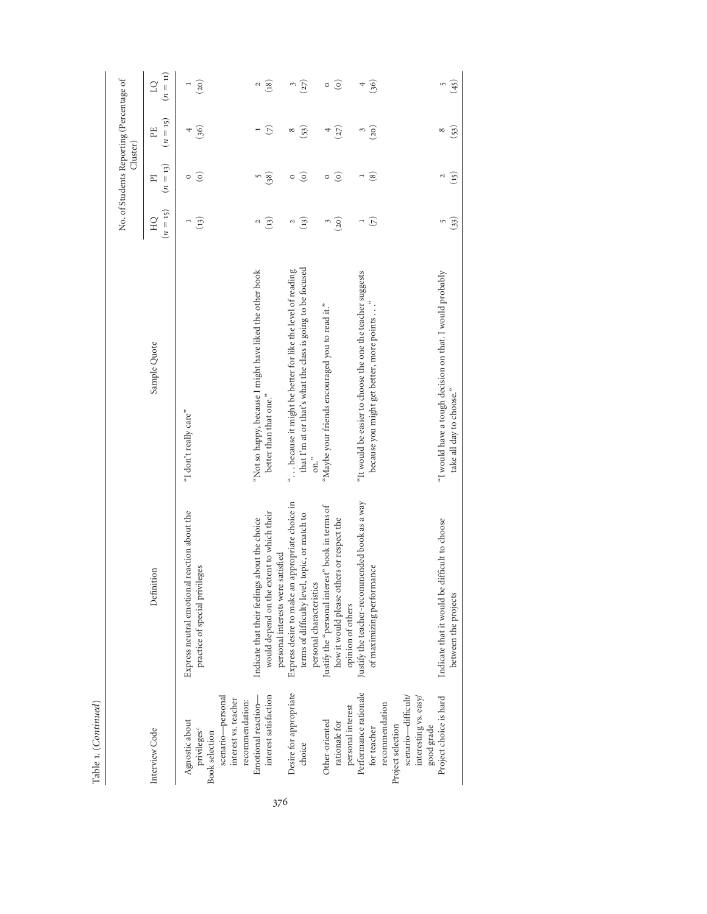Table 1. (*Continued*)

| Interview Code | Definition | Sample Quote | No. of Students Reporting (Percentage of Cluster) HQ ($n = 15$) | PI ($n = 13$) | PE ($n = 15$) | LQ ($n = 11$) |
|---|---|---|---|---|---|---|
| Agnostic about privileges[c] | Express neutral emotional reaction about the practice of special privileges | "I don't really care" | 1 (13) | 0 (0) | 4 (36) | 1 (20) |
| Book selection scenario—personal interest vs. teacher recommendation: | | | | | | |
| Emotional reaction—interest satisfaction | Indicate that their feelings about the choice would depend on the extent to which their personal interests were satisfied | "Not so happy, because I might have liked the other book better than that one." | 2 (13) | 5 (38) | 1 (7) | 2 (18) |
| Desire for appropriate choice | Express desire to make an appropriate choice in terms of difficulty level, topic, or match to personal characteristics | ". . . because it might be better for like the level of reading that I'm at or that's what the class is going to be focused on." | 2 (13) | 0 (0) | 8 (53) | 3 (27) |
| Other-oriented rationale for personal interest | Justify the "personal interest" book in terms of how it would please others or respect the opinion of others | "Maybe your friends encouraged you to read it." | 3 (20) | 0 (0) | 4 (27) | 0 (0) |
| Performance rationale for teacher recommendation | Justify the teacher-recommended book as a way of maximizing performance | "It would be easier to choose the one the teacher suggests because you might get better, more points . . ." | 1 (7) | 1 (8) | 3 (20) | 4 (36) |
| Project selection scenario—difficult/interesting vs. easy/good grade | | | | | | |
| Project choice is hard | Indicate that it would be difficult to choose between the projects | "I would have a tough decision on that. I would probably take all day to choose." | 5 (33) | 2 (15) | 8 (53) | 5 (45) |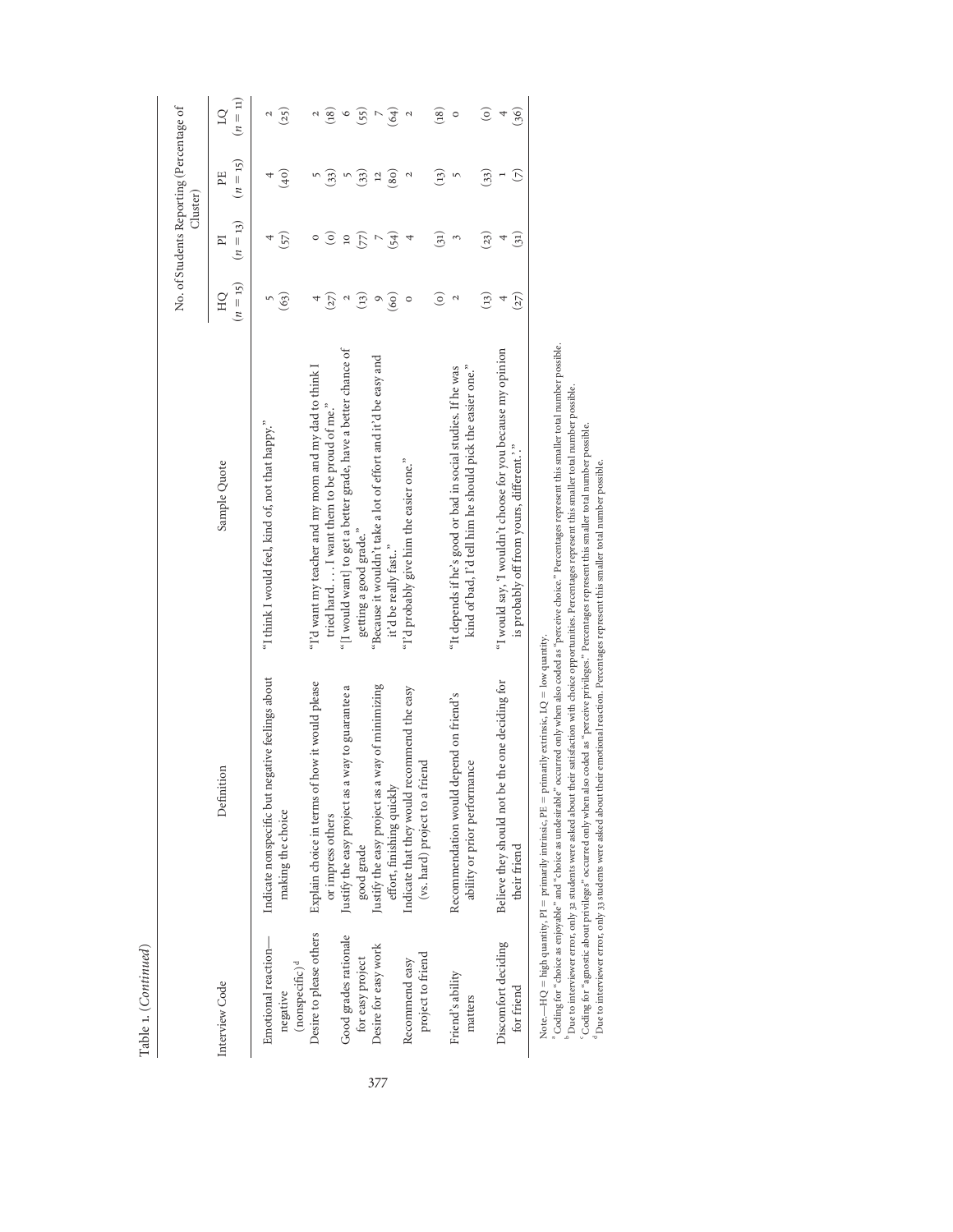Table 1. (*Continued*)

| Interview Code | Definition | Sample Quote | No. of Students Reporting (Percentage of Cluster) HQ ($n$ = 15) | PI ($n$ = 13) | PE ($n$ = 15) | LQ ($n$ = 11) |
|---|---|---|---|---|---|---|
| Emotional reaction—negative (nonspecific)[d] | Indicate nonspecific but negative feelings about making the choice | "I think I would feel, kind of, not that happy." | 5 (63) | 4 (57) | 4 (40) | 2 (25) |
| Desire to please others | Explain choice in terms of how it would please or impress others | "I'd want my teacher and my mom and my dad to think I tried hard. . . . I want them to be proud of me." | 4 (27) | 0 (0) | 5 (33) | 2 (18) |
| Good grades rationale for easy project | Justify the easy project as a way to guarantee a good grade | "[I would want] to get a better grade, have a better chance of getting a good grade." | 2 (13) | 10 (77) | 5 (33) | 6 (55) |
| Desire for easy work | Justify the easy project as a way of minimizing effort, finishing quickly | "Because it wouldn't take a lot of effort and it'd be easy and it'd be really fast.." | 9 (60) | 7 (54) | 12 (80) | 7 (64) |
| Recommend easy project to friend | Indicate that they would recommend the easy (vs. hard) project to a friend | "I'd probably give him the easier one." | 0 (0) | 4 (31) | 2 (13) | 2 (18) |
| Friend's ability matters | Recommendation would depend on friend's ability or prior performance | "It depends if he's good or bad in social studies. If he was kind of bad, I'd tell him he should pick the easier one." | 2 (13) | 3 (23) | 5 (33) | 0 (0) |
| Discomfort deciding for friend | Believe they should not be the one deciding for their friend | "I would say, 'I wouldn't choose for you because my opinion is probably off from yours, different.'." | 4 (27) | 4 (31) | 1 (7) | 4 (36) |

Note.—HQ = high quantity, PI = primarily intrinsic, PE = primarily extrinsic, LQ = low quantity.
[a] Coding for "choice as enjoyable" and "choice as undesirable" occurred only when also coded as "perceive choice." Percentages represent this smaller total number possible.
[b] Due to interviewer error, only 32 students were asked about their satisfaction with choice opportunities. Percentages represent this smaller total number possible.
[c] Coding for "agnostic about privileges" occurred only when also coded as "perceive privileges." Percentages represent this smaller total number possible.
[d] Due to interviewer error, only 33 students were asked about their emotional reaction. Percentages represent this smaller total number possible.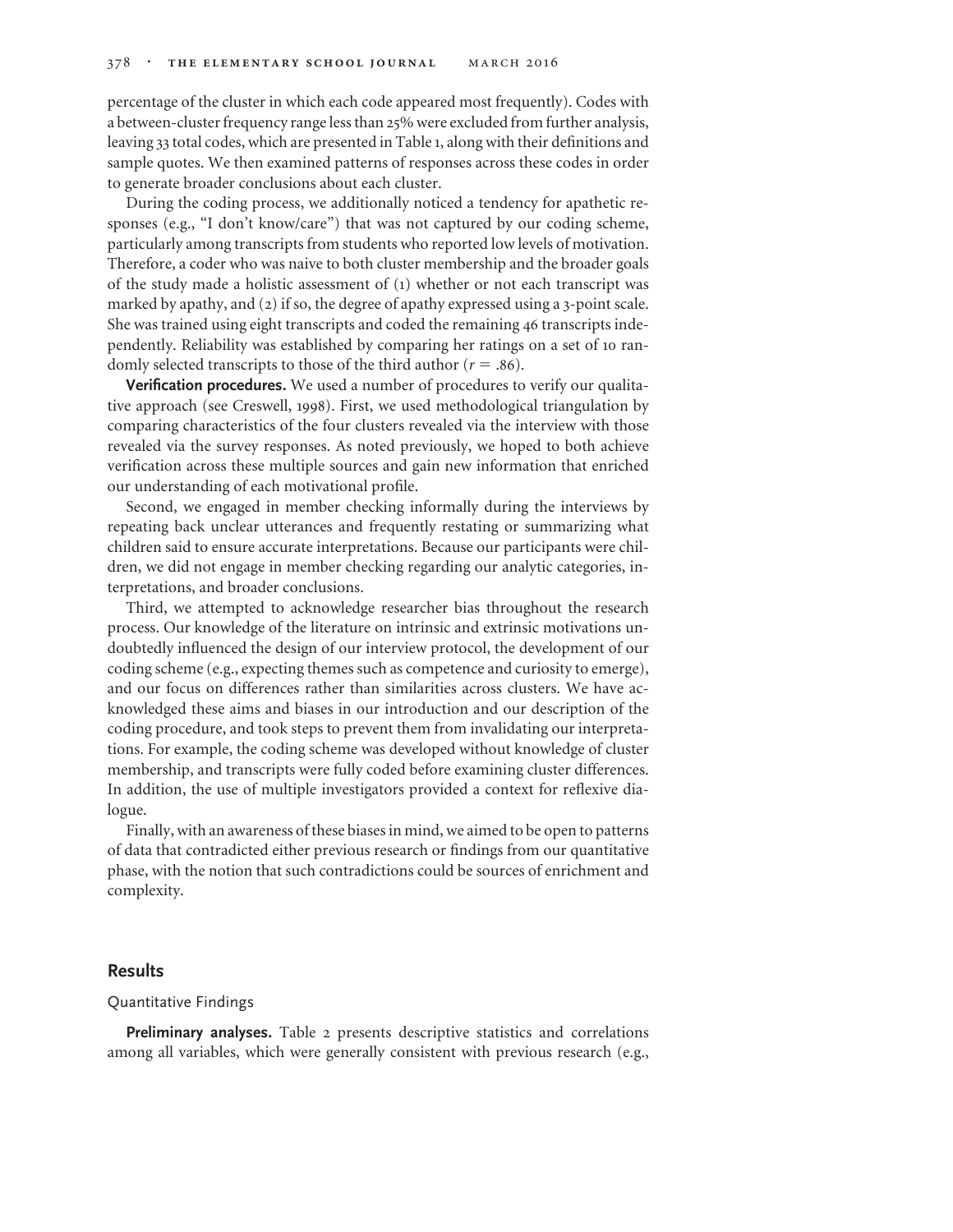percentage of the cluster in which each code appeared most frequently). Codes with a between-cluster frequency range less than 25% were excluded from further analysis, leaving 33 total codes, which are presented in Table 1, along with their definitions and sample quotes. We then examined patterns of responses across these codes in order to generate broader conclusions about each cluster.

During the coding process, we additionally noticed a tendency for apathetic responses (e.g., "I don't know/care") that was not captured by our coding scheme, particularly among transcripts from students who reported low levels of motivation. Therefore, a coder who was naive to both cluster membership and the broader goals of the study made a holistic assessment of (1) whether or not each transcript was marked by apathy, and (2) if so, the degree of apathy expressed using a 3-point scale. She was trained using eight transcripts and coded the remaining 46 transcripts independently. Reliability was established by comparing her ratings on a set of 10 randomly selected transcripts to those of the third author ($r = .86$).

**Verification procedures.** We used a number of procedures to verify our qualitative approach (see Creswell, 1998). First, we used methodological triangulation by comparing characteristics of the four clusters revealed via the interview with those revealed via the survey responses. As noted previously, we hoped to both achieve verification across these multiple sources and gain new information that enriched our understanding of each motivational profile.

Second, we engaged in member checking informally during the interviews by repeating back unclear utterances and frequently restating or summarizing what children said to ensure accurate interpretations. Because our participants were children, we did not engage in member checking regarding our analytic categories, interpretations, and broader conclusions.

Third, we attempted to acknowledge researcher bias throughout the research process. Our knowledge of the literature on intrinsic and extrinsic motivations undoubtedly influenced the design of our interview protocol, the development of our coding scheme (e.g., expecting themes such as competence and curiosity to emerge), and our focus on differences rather than similarities across clusters. We have acknowledged these aims and biases in our introduction and our description of the coding procedure, and took steps to prevent them from invalidating our interpretations. For example, the coding scheme was developed without knowledge of cluster membership, and transcripts were fully coded before examining cluster differences. In addition, the use of multiple investigators provided a context for reflexive dialogue.

Finally, with an awareness of these biases in mind, we aimed to be open to patterns of data that contradicted either previous research or findings from our quantitative phase, with the notion that such contradictions could be sources of enrichment and complexity.

## Results

### Quantitative Findings

**Preliminary analyses.** Table 2 presents descriptive statistics and correlations among all variables, which were generally consistent with previous research (e.g.,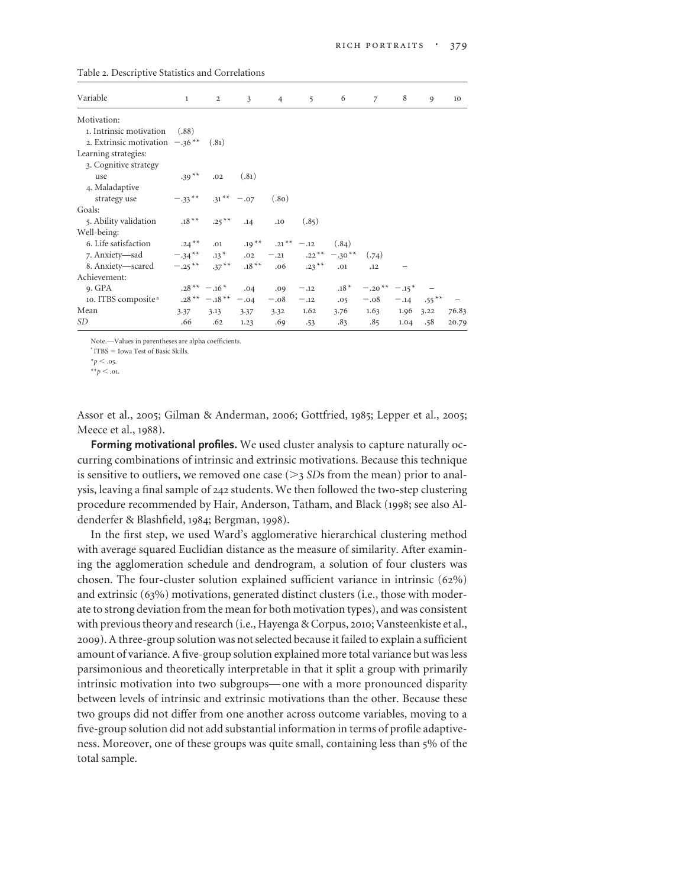Table 2. Descriptive Statistics and Correlations

| Variable | 1 | 2 | 3 | 4 | 5 | 6 | 7 | 8 | 9 | 10 |
|---|---|---|---|---|---|---|---|---|---|---|
| Motivation: | | | | | | | | | | |
| 1. Intrinsic motivation | (.88) | | | | | | | | | |
| 2. Extrinsic motivation | −.36** | (.81) | | | | | | | | |
| Learning strategies: | | | | | | | | | | |
| 3. Cognitive strategy use | .39** | .02 | (.81) | | | | | | | |
| 4. Maladaptive strategy use | −.33** | .31** | −.07 | (.80) | | | | | | |
| Goals: | | | | | | | | | | |
| 5. Ability validation | .18** | .25** | .14 | .10 | (.85) | | | | | |
| Well-being: | | | | | | | | | | |
| 6. Life satisfaction | .24** | .01 | .19** | .21** | −.12 | (.84) | | | | |
| 7. Anxiety—sad | −.34** | .13* | .02 | −.21 | .22** | −.30** | (.74) | | | |
| 8. Anxiety—scared | −.25** | .37** | .18** | .06 | .23** | .01 | .12 | – | | |
| Achievement: | | | | | | | | | | |
| 9. GPA | .28** | −.16* | .04 | .09 | −.12 | .18* | −.20** | −.15* | – | |
| 10. ITBS composite[a] | .28** | −.18** | −.04 | −.08 | −.12 | .05 | −.08 | −.14 | .55** | – |
| Mean | 3.37 | 3.13 | 3.37 | 3.32 | 1.62 | 3.76 | 1.63 | 1.96 | 3.22 | 76.83 |
| *SD* | .66 | .62 | 1.23 | .69 | .53 | .83 | .85 | 1.04 | .58 | 20.79 |

Note.—Values in parentheses are alpha coefficients.

[a] ITBS = Iowa Test of Basic Skills.

$^{*}p < .05$.

$^{**}p < .01$.

Assor et al., 2005; Gilman & Anderman, 2006; Gottfried, 1985; Lepper et al., 2005; Meece et al., 1988).

**Forming motivational profiles.** We used cluster analysis to capture naturally occurring combinations of intrinsic and extrinsic motivations. Because this technique is sensitive to outliers, we removed one case (>3 *SD*s from the mean) prior to analysis, leaving a final sample of 242 students. We then followed the two-step clustering procedure recommended by Hair, Anderson, Tatham, and Black (1998; see also Aldenderfer & Blashfield, 1984; Bergman, 1998).

In the first step, we used Ward's agglomerative hierarchical clustering method with average squared Euclidian distance as the measure of similarity. After examining the agglomeration schedule and dendrogram, a solution of four clusters was chosen. The four-cluster solution explained sufficient variance in intrinsic (62%) and extrinsic (63%) motivations, generated distinct clusters (i.e., those with moderate to strong deviation from the mean for both motivation types), and was consistent with previous theory and research (i.e., Hayenga & Corpus, 2010; Vansteenkiste et al., 2009). A three-group solution was not selected because it failed to explain a sufficient amount of variance. A five-group solution explained more total variance but was less parsimonious and theoretically interpretable in that it split a group with primarily intrinsic motivation into two subgroups—one with a more pronounced disparity between levels of intrinsic and extrinsic motivations than the other. Because these two groups did not differ from one another across outcome variables, moving to a five-group solution did not add substantial information in terms of profile adaptiveness. Moreover, one of these groups was quite small, containing less than 5% of the total sample.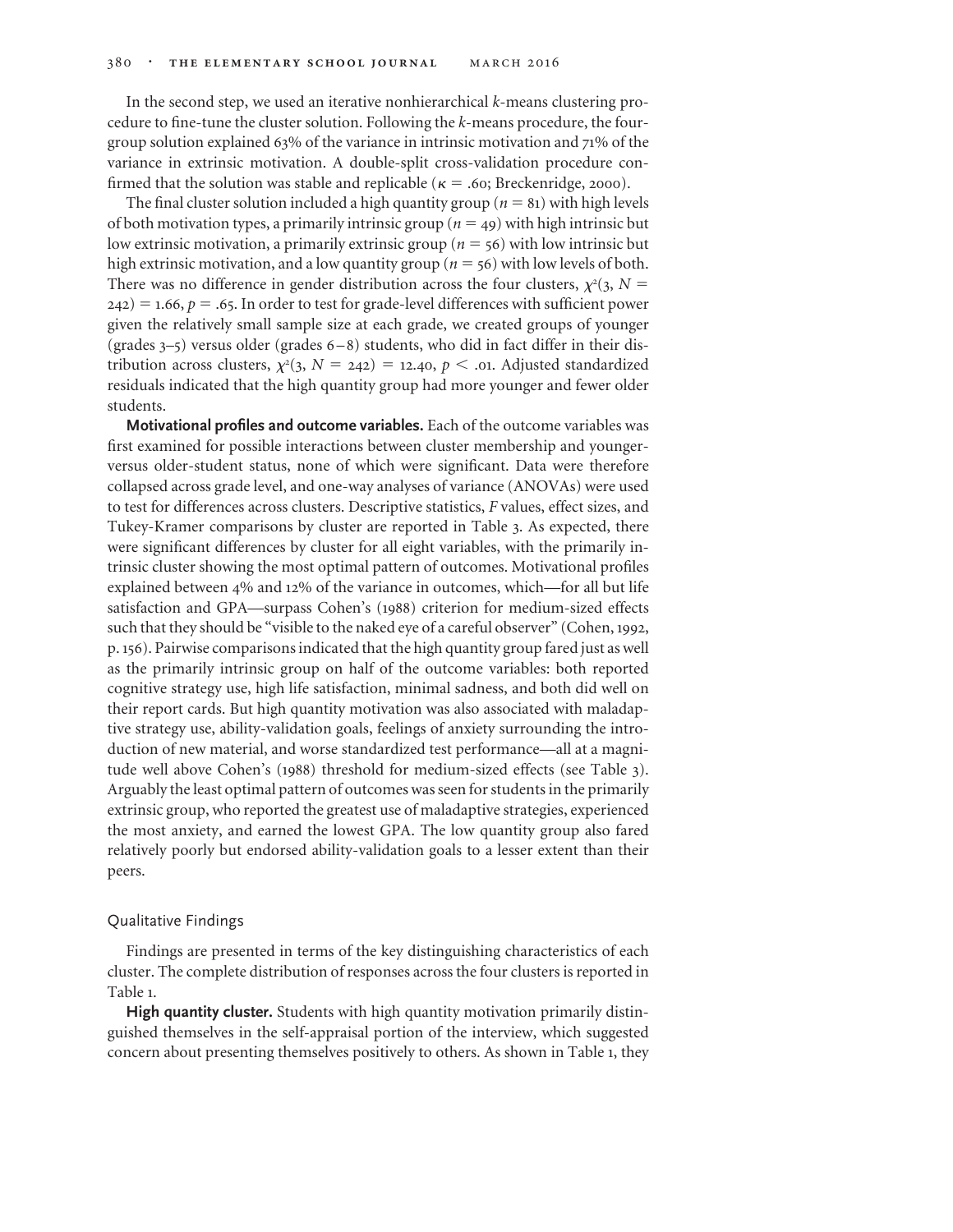In the second step, we used an iterative nonhierarchical *k*-means clustering procedure to fine-tune the cluster solution. Following the *k*-means procedure, the four-group solution explained 63% of the variance in intrinsic motivation and 71% of the variance in extrinsic motivation. A double-split cross-validation procedure confirmed that the solution was stable and replicable ($\kappa = .60$; Breckenridge, 2000).

The final cluster solution included a high quantity group ($n = 81$) with high levels of both motivation types, a primarily intrinsic group ($n = 49$) with high intrinsic but low extrinsic motivation, a primarily extrinsic group ($n = 56$) with low intrinsic but high extrinsic motivation, and a low quantity group ($n = 56$) with low levels of both. There was no difference in gender distribution across the four clusters, $\chi^2(3, N = 242) = 1.66, p = .65$. In order to test for grade-level differences with sufficient power given the relatively small sample size at each grade, we created groups of younger (grades 3–5) versus older (grades 6–8) students, who did in fact differ in their distribution across clusters, $\chi^2(3, N = 242) = 12.40, p < .01$. Adjusted standardized residuals indicated that the high quantity group had more younger and fewer older students.

**Motivational profiles and outcome variables.** Each of the outcome variables was first examined for possible interactions between cluster membership and younger- versus older-student status, none of which were significant. Data were therefore collapsed across grade level, and one-way analyses of variance (ANOVAs) were used to test for differences across clusters. Descriptive statistics, *F* values, effect sizes, and Tukey-Kramer comparisons by cluster are reported in Table 3. As expected, there were significant differences by cluster for all eight variables, with the primarily intrinsic cluster showing the most optimal pattern of outcomes. Motivational profiles explained between 4% and 12% of the variance in outcomes, which—for all but life satisfaction and GPA—surpass Cohen's (1988) criterion for medium-sized effects such that they should be "visible to the naked eye of a careful observer" (Cohen, 1992, p. 156). Pairwise comparisons indicated that the high quantity group fared just as well as the primarily intrinsic group on half of the outcome variables: both reported cognitive strategy use, high life satisfaction, minimal sadness, and both did well on their report cards. But high quantity motivation was also associated with maladaptive strategy use, ability-validation goals, feelings of anxiety surrounding the introduction of new material, and worse standardized test performance—all at a magnitude well above Cohen's (1988) threshold for medium-sized effects (see Table 3). Arguably the least optimal pattern of outcomes was seen for students in the primarily extrinsic group, who reported the greatest use of maladaptive strategies, experienced the most anxiety, and earned the lowest GPA. The low quantity group also fared relatively poorly but endorsed ability-validation goals to a lesser extent than their peers.

## Qualitative Findings

Findings are presented in terms of the key distinguishing characteristics of each cluster. The complete distribution of responses across the four clusters is reported in Table 1.

**High quantity cluster.** Students with high quantity motivation primarily distinguished themselves in the self-appraisal portion of the interview, which suggested concern about presenting themselves positively to others. As shown in Table 1, they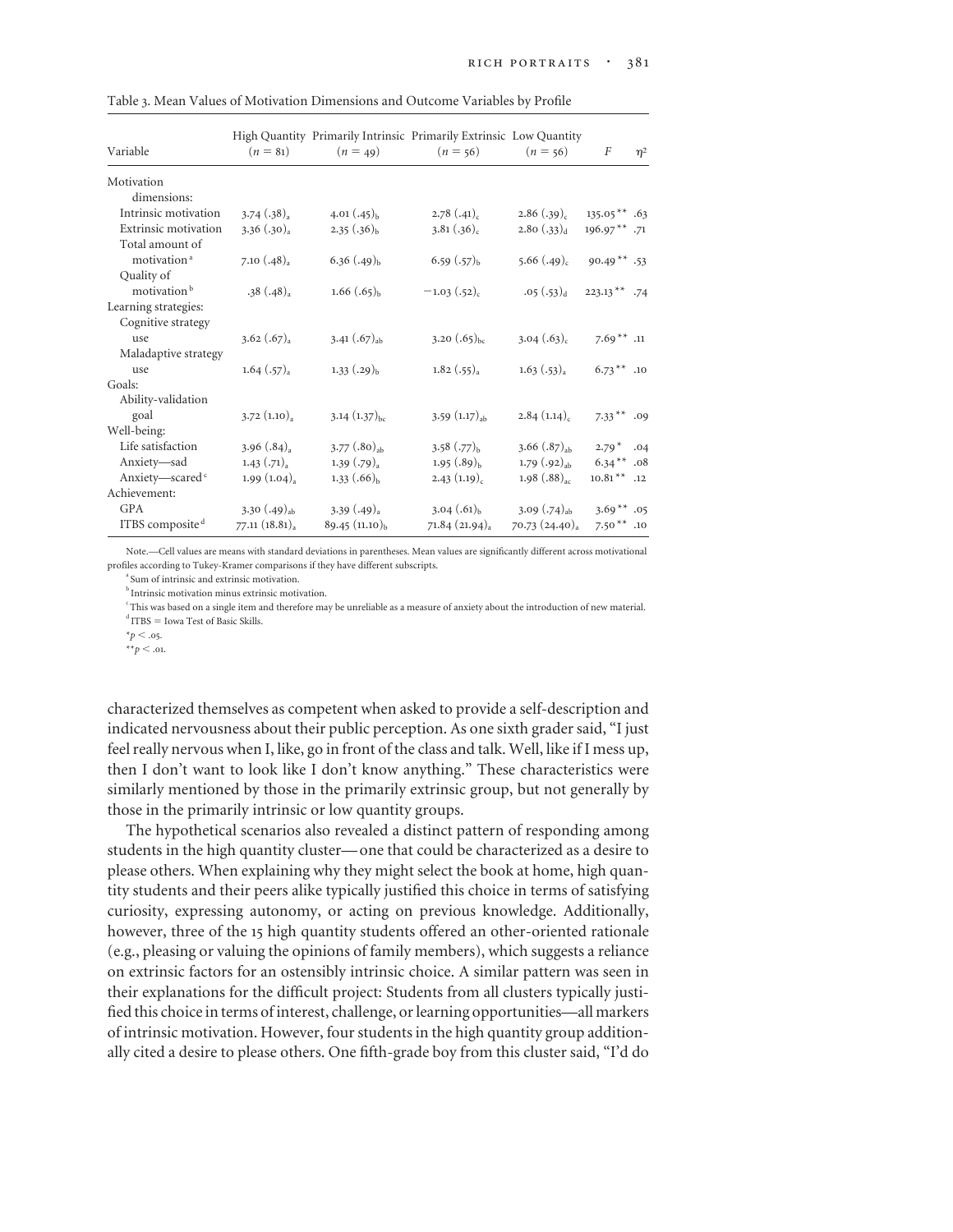Table 3. Mean Values of Motivation Dimensions and Outcome Variables by Profile

| Variable | High Quantity ($n$ = 81) | Primarily Intrinsic ($n$ = 49) | Primarily Extrinsic ($n$ = 56) | Low Quantity ($n$ = 56) | $F$ | $\eta^2$ |
|---|---|---|---|---|---|---|
| Motivation dimensions: | | | | | | |
| Intrinsic motivation | 3.74 (.38)$_a$ | 4.01 (.45)$_b$ | 2.78 (.41)$_c$ | 2.86 (.39)$_c$ | 135.05** | .63 |
| Extrinsic motivation | 3.36 (.30)$_a$ | 2.35 (.36)$_b$ | 3.81 (.36)$_c$ | 2.80 (.33)$_d$ | 196.97** | .71 |
| Total amount of motivation[a] | 7.10 (.48)$_a$ | 6.36 (.49)$_b$ | 6.59 (.57)$_b$ | 5.66 (.49)$_c$ | 90.49** | .53 |
| Quality of motivation[b] | .38 (.48)$_a$ | 1.66 (.65)$_b$ | −1.03 (.52)$_c$ | .05 (.53)$_d$ | 223.13** | .74 |
| Learning strategies: | | | | | | |
| Cognitive strategy use | 3.62 (.67)$_a$ | 3.41 (.67)$_{ab}$ | 3.20 (.65)$_{bc}$ | 3.04 (.63)$_c$ | 7.69** | .11 |
| Maladaptive strategy use | 1.64 (.57)$_a$ | 1.33 (.29)$_b$ | 1.82 (.55)$_a$ | 1.63 (.53)$_a$ | 6.73** | .10 |
| Goals: | | | | | | |
| Ability-validation goal | 3.72 (1.10)$_a$ | 3.14 (1.37)$_{bc}$ | 3.59 (1.17)$_{ab}$ | 2.84 (1.14)$_c$ | 7.33** | .09 |
| Well-being: | | | | | | |
| Life satisfaction | 3.96 (.84)$_a$ | 3.77 (.80)$_{ab}$ | 3.58 (.77)$_b$ | 3.66 (.87)$_{ab}$ | 2.79* | .04 |
| Anxiety—sad | 1.43 (.71)$_a$ | 1.39 (.79)$_a$ | 1.95 (.89)$_b$ | 1.79 (.92)$_{ab}$ | 6.34** | .08 |
| Anxiety—scared[c] | 1.99 (1.04)$_a$ | 1.33 (.66)$_b$ | 2.43 (1.19)$_c$ | 1.98 (.88)$_{ac}$ | 10.81** | .12 |
| Achievement: | | | | | | |
| GPA | 3.30 (.49)$_{ab}$ | 3.39 (.49)$_a$ | 3.04 (.61)$_b$ | 3.09 (.74)$_{ab}$ | 3.69** | .05 |
| ITBS composite[d] | 77.11 (18.81)$_a$ | 89.45 (11.10)$_b$ | 71.84 (21.94)$_a$ | 70.73 (24.40)$_a$ | 7.50** | .10 |

Note.—Cell values are means with standard deviations in parentheses. Mean values are significantly different across motivational profiles according to Tukey-Kramer comparisons if they have different subscripts.

[a] Sum of intrinsic and extrinsic motivation.

[b] Intrinsic motivation minus extrinsic motivation.

[c] This was based on a single item and therefore may be unreliable as a measure of anxiety about the introduction of new material.

[d] ITBS = Iowa Test of Basic Skills.

* $p < .05$.

** $p < .01$.

characterized themselves as competent when asked to provide a self-description and indicated nervousness about their public perception. As one sixth grader said, "I just feel really nervous when I, like, go in front of the class and talk. Well, like if I mess up, then I don't want to look like I don't know anything." These characteristics were similarly mentioned by those in the primarily extrinsic group, but not generally by those in the primarily intrinsic or low quantity groups.

The hypothetical scenarios also revealed a distinct pattern of responding among students in the high quantity cluster—one that could be characterized as a desire to please others. When explaining why they might select the book at home, high quantity students and their peers alike typically justified this choice in terms of satisfying curiosity, expressing autonomy, or acting on previous knowledge. Additionally, however, three of the 15 high quantity students offered an other-oriented rationale (e.g., pleasing or valuing the opinions of family members), which suggests a reliance on extrinsic factors for an ostensibly intrinsic choice. A similar pattern was seen in their explanations for the difficult project: Students from all clusters typically justified this choice in terms of interest, challenge, or learning opportunities—all markers of intrinsic motivation. However, four students in the high quantity group additionally cited a desire to please others. One fifth-grade boy from this cluster said, "I'd do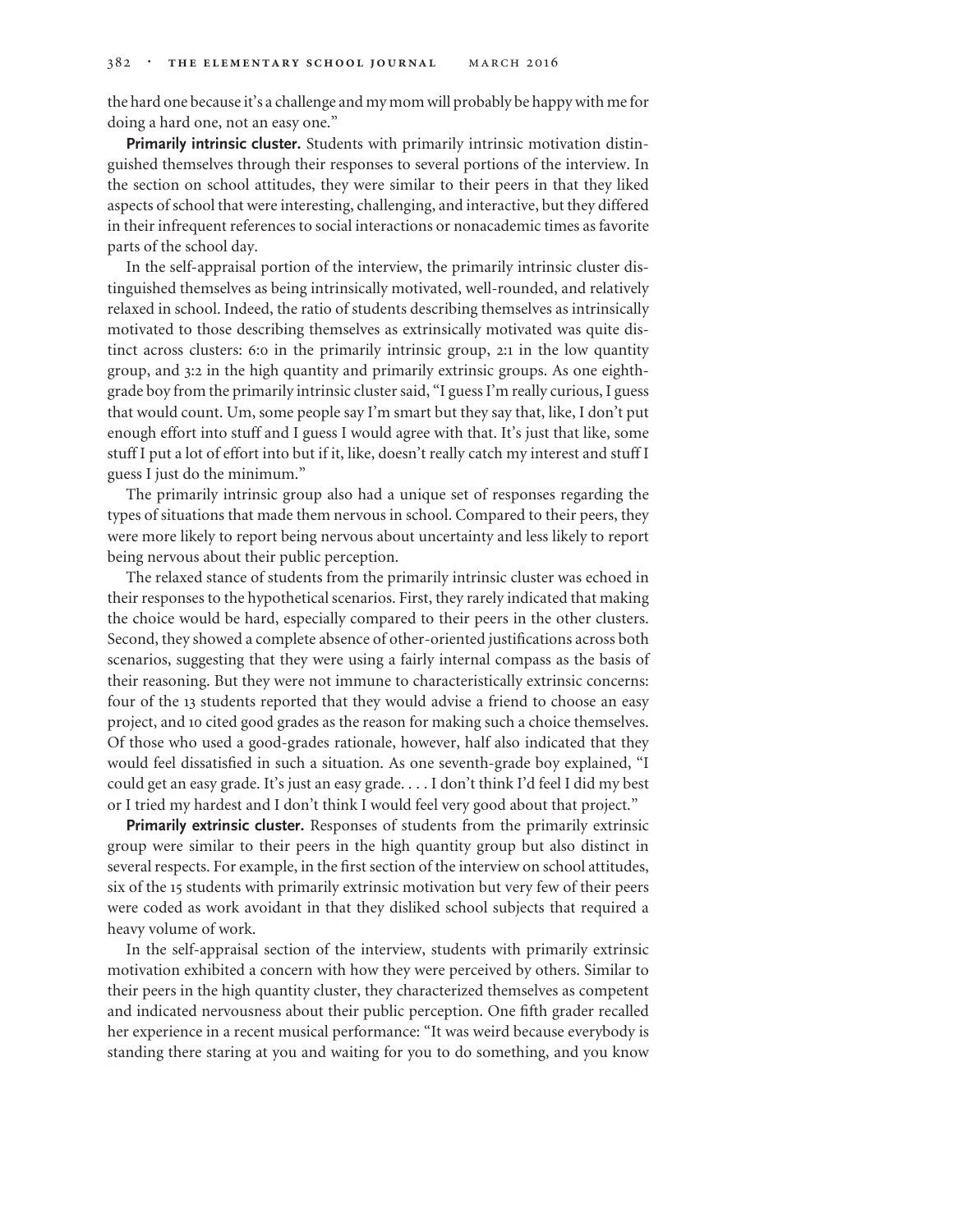the hard one because it's a challenge and my mom will probably be happy with me for doing a hard one, not an easy one."

**Primarily intrinsic cluster.** Students with primarily intrinsic motivation distinguished themselves through their responses to several portions of the interview. In the section on school attitudes, they were similar to their peers in that they liked aspects of school that were interesting, challenging, and interactive, but they differed in their infrequent references to social interactions or nonacademic times as favorite parts of the school day.

In the self-appraisal portion of the interview, the primarily intrinsic cluster distinguished themselves as being intrinsically motivated, well-rounded, and relatively relaxed in school. Indeed, the ratio of students describing themselves as intrinsically motivated to those describing themselves as extrinsically motivated was quite distinct across clusters: 6:0 in the primarily intrinsic group, 2:1 in the low quantity group, and 3:2 in the high quantity and primarily extrinsic groups. As one eighth-grade boy from the primarily intrinsic cluster said, "I guess I'm really curious, I guess that would count. Um, some people say I'm smart but they say that, like, I don't put enough effort into stuff and I guess I would agree with that. It's just that like, some stuff I put a lot of effort into but if it, like, doesn't really catch my interest and stuff I guess I just do the minimum."

The primarily intrinsic group also had a unique set of responses regarding the types of situations that made them nervous in school. Compared to their peers, they were more likely to report being nervous about uncertainty and less likely to report being nervous about their public perception.

The relaxed stance of students from the primarily intrinsic cluster was echoed in their responses to the hypothetical scenarios. First, they rarely indicated that making the choice would be hard, especially compared to their peers in the other clusters. Second, they showed a complete absence of other-oriented justifications across both scenarios, suggesting that they were using a fairly internal compass as the basis of their reasoning. But they were not immune to characteristically extrinsic concerns: four of the 13 students reported that they would advise a friend to choose an easy project, and 10 cited good grades as the reason for making such a choice themselves. Of those who used a good-grades rationale, however, half also indicated that they would feel dissatisfied in such a situation. As one seventh-grade boy explained, "I could get an easy grade. It's just an easy grade. . . . I don't think I'd feel I did my best or I tried my hardest and I don't think I would feel very good about that project."

**Primarily extrinsic cluster.** Responses of students from the primarily extrinsic group were similar to their peers in the high quantity group but also distinct in several respects. For example, in the first section of the interview on school attitudes, six of the 15 students with primarily extrinsic motivation but very few of their peers were coded as work avoidant in that they disliked school subjects that required a heavy volume of work.

In the self-appraisal section of the interview, students with primarily extrinsic motivation exhibited a concern with how they were perceived by others. Similar to their peers in the high quantity cluster, they characterized themselves as competent and indicated nervousness about their public perception. One fifth grader recalled her experience in a recent musical performance: "It was weird because everybody is standing there staring at you and waiting for you to do something, and you know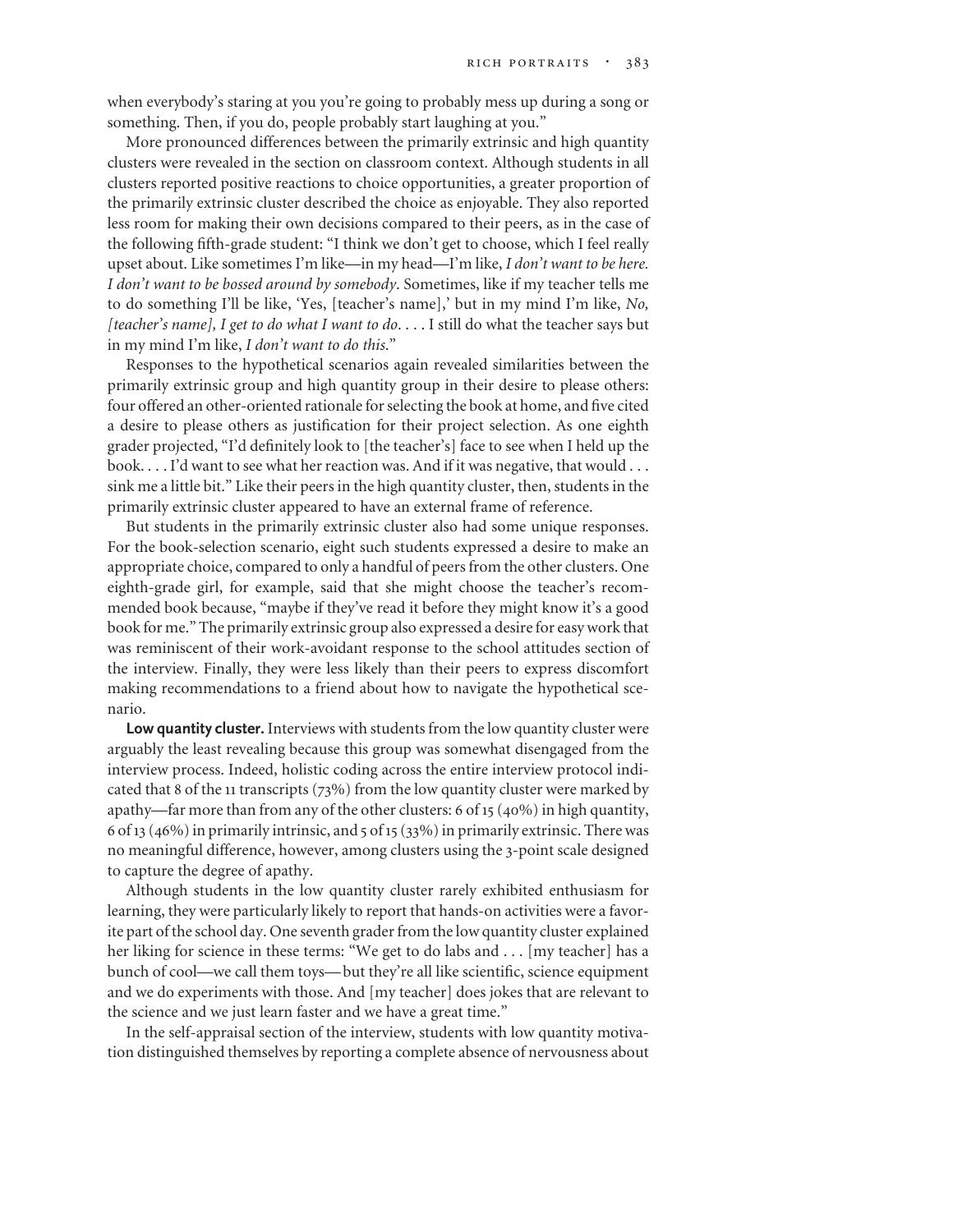when everybody's staring at you you're going to probably mess up during a song or something. Then, if you do, people probably start laughing at you."

More pronounced differences between the primarily extrinsic and high quantity clusters were revealed in the section on classroom context. Although students in all clusters reported positive reactions to choice opportunities, a greater proportion of the primarily extrinsic cluster described the choice as enjoyable. They also reported less room for making their own decisions compared to their peers, as in the case of the following fifth-grade student: "I think we don't get to choose, which I feel really upset about. Like sometimes I'm like—in my head—I'm like, *I don't want to be here. I don't want to be bossed around by somebody*. Sometimes, like if my teacher tells me to do something I'll be like, 'Yes, [teacher's name],' but in my mind I'm like, *No, [teacher's name], I get to do what I want to do*. . . . I still do what the teacher says but in my mind I'm like, *I don't want to do this*."

Responses to the hypothetical scenarios again revealed similarities between the primarily extrinsic group and high quantity group in their desire to please others: four offered an other-oriented rationale for selecting the book at home, and five cited a desire to please others as justification for their project selection. As one eighth grader projected, "I'd definitely look to [the teacher's] face to see when I held up the book. . . . I'd want to see what her reaction was. And if it was negative, that would . . . sink me a little bit." Like their peers in the high quantity cluster, then, students in the primarily extrinsic cluster appeared to have an external frame of reference.

But students in the primarily extrinsic cluster also had some unique responses. For the book-selection scenario, eight such students expressed a desire to make an appropriate choice, compared to only a handful of peers from the other clusters. One eighth-grade girl, for example, said that she might choose the teacher's recommended book because, "maybe if they've read it before they might know it's a good book for me." The primarily extrinsic group also expressed a desire for easy work that was reminiscent of their work-avoidant response to the school attitudes section of the interview. Finally, they were less likely than their peers to express discomfort making recommendations to a friend about how to navigate the hypothetical scenario.

**Low quantity cluster.** Interviews with students from the low quantity cluster were arguably the least revealing because this group was somewhat disengaged from the interview process. Indeed, holistic coding across the entire interview protocol indicated that 8 of the 11 transcripts (73%) from the low quantity cluster were marked by apathy—far more than from any of the other clusters: 6 of 15 (40%) in high quantity, 6 of 13 (46%) in primarily intrinsic, and 5 of 15 (33%) in primarily extrinsic. There was no meaningful difference, however, among clusters using the 3-point scale designed to capture the degree of apathy.

Although students in the low quantity cluster rarely exhibited enthusiasm for learning, they were particularly likely to report that hands-on activities were a favorite part of the school day. One seventh grader from the low quantity cluster explained her liking for science in these terms: "We get to do labs and . . . [my teacher] has a bunch of cool—we call them toys—but they're all like scientific, science equipment and we do experiments with those. And [my teacher] does jokes that are relevant to the science and we just learn faster and we have a great time."

In the self-appraisal section of the interview, students with low quantity motivation distinguished themselves by reporting a complete absence of nervousness about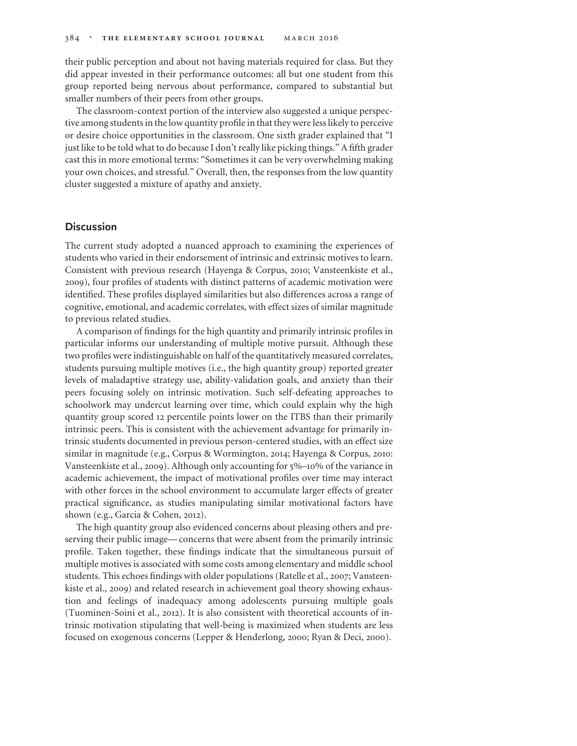their public perception and about not having materials required for class. But they did appear invested in their performance outcomes: all but one student from this group reported being nervous about performance, compared to substantial but smaller numbers of their peers from other groups.

The classroom-context portion of the interview also suggested a unique perspective among students in the low quantity profile in that they were less likely to perceive or desire choice opportunities in the classroom. One sixth grader explained that "I just like to be told what to do because I don't really like picking things." A fifth grader cast this in more emotional terms: "Sometimes it can be very overwhelming making your own choices, and stressful." Overall, then, the responses from the low quantity cluster suggested a mixture of apathy and anxiety.

## Discussion

The current study adopted a nuanced approach to examining the experiences of students who varied in their endorsement of intrinsic and extrinsic motives to learn. Consistent with previous research (Hayenga & Corpus, 2010; Vansteenkiste et al., 2009), four profiles of students with distinct patterns of academic motivation were identified. These profiles displayed similarities but also differences across a range of cognitive, emotional, and academic correlates, with effect sizes of similar magnitude to previous related studies.

A comparison of findings for the high quantity and primarily intrinsic profiles in particular informs our understanding of multiple motive pursuit. Although these two profiles were indistinguishable on half of the quantitatively measured correlates, students pursuing multiple motives (i.e., the high quantity group) reported greater levels of maladaptive strategy use, ability-validation goals, and anxiety than their peers focusing solely on intrinsic motivation. Such self-defeating approaches to schoolwork may undercut learning over time, which could explain why the high quantity group scored 12 percentile points lower on the ITBS than their primarily intrinsic peers. This is consistent with the achievement advantage for primarily intrinsic students documented in previous person-centered studies, with an effect size similar in magnitude (e.g., Corpus & Wormington, 2014; Hayenga & Corpus, 2010: Vansteenkiste et al., 2009). Although only accounting for 5%–10% of the variance in academic achievement, the impact of motivational profiles over time may interact with other forces in the school environment to accumulate larger effects of greater practical significance, as studies manipulating similar motivational factors have shown (e.g., Garcia & Cohen, 2012).

The high quantity group also evidenced concerns about pleasing others and preserving their public image—concerns that were absent from the primarily intrinsic profile. Taken together, these findings indicate that the simultaneous pursuit of multiple motives is associated with some costs among elementary and middle school students. This echoes findings with older populations (Ratelle et al., 2007; Vansteenkiste et al., 2009) and related research in achievement goal theory showing exhaustion and feelings of inadequacy among adolescents pursuing multiple goals (Tuominen-Soini et al., 2012). It is also consistent with theoretical accounts of intrinsic motivation stipulating that well-being is maximized when students are less focused on exogenous concerns (Lepper & Henderlong, 2000; Ryan & Deci, 2000).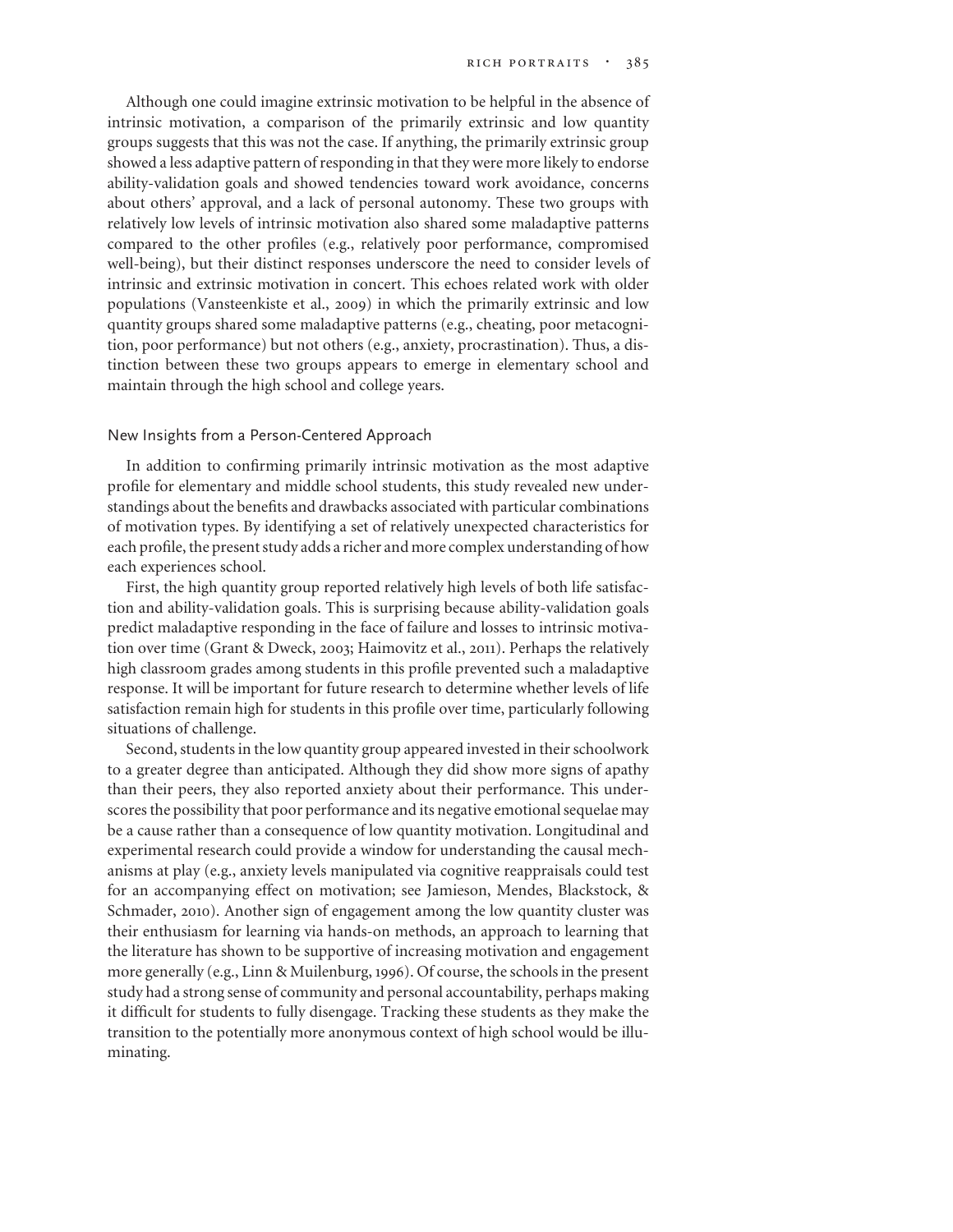Although one could imagine extrinsic motivation to be helpful in the absence of intrinsic motivation, a comparison of the primarily extrinsic and low quantity groups suggests that this was not the case. If anything, the primarily extrinsic group showed a less adaptive pattern of responding in that they were more likely to endorse ability-validation goals and showed tendencies toward work avoidance, concerns about others' approval, and a lack of personal autonomy. These two groups with relatively low levels of intrinsic motivation also shared some maladaptive patterns compared to the other profiles (e.g., relatively poor performance, compromised well-being), but their distinct responses underscore the need to consider levels of intrinsic and extrinsic motivation in concert. This echoes related work with older populations (Vansteenkiste et al., 2009) in which the primarily extrinsic and low quantity groups shared some maladaptive patterns (e.g., cheating, poor metacognition, poor performance) but not others (e.g., anxiety, procrastination). Thus, a distinction between these two groups appears to emerge in elementary school and maintain through the high school and college years.

## New Insights from a Person-Centered Approach

In addition to confirming primarily intrinsic motivation as the most adaptive profile for elementary and middle school students, this study revealed new understandings about the benefits and drawbacks associated with particular combinations of motivation types. By identifying a set of relatively unexpected characteristics for each profile, the present study adds a richer and more complex understanding of how each experiences school.

First, the high quantity group reported relatively high levels of both life satisfaction and ability-validation goals. This is surprising because ability-validation goals predict maladaptive responding in the face of failure and losses to intrinsic motivation over time (Grant & Dweck, 2003; Haimovitz et al., 2011). Perhaps the relatively high classroom grades among students in this profile prevented such a maladaptive response. It will be important for future research to determine whether levels of life satisfaction remain high for students in this profile over time, particularly following situations of challenge.

Second, students in the low quantity group appeared invested in their schoolwork to a greater degree than anticipated. Although they did show more signs of apathy than their peers, they also reported anxiety about their performance. This underscores the possibility that poor performance and its negative emotional sequelae may be a cause rather than a consequence of low quantity motivation. Longitudinal and experimental research could provide a window for understanding the causal mechanisms at play (e.g., anxiety levels manipulated via cognitive reappraisals could test for an accompanying effect on motivation; see Jamieson, Mendes, Blackstock, & Schmader, 2010). Another sign of engagement among the low quantity cluster was their enthusiasm for learning via hands-on methods, an approach to learning that the literature has shown to be supportive of increasing motivation and engagement more generally (e.g., Linn & Muilenburg, 1996). Of course, the schools in the present study had a strong sense of community and personal accountability, perhaps making it difficult for students to fully disengage. Tracking these students as they make the transition to the potentially more anonymous context of high school would be illuminating.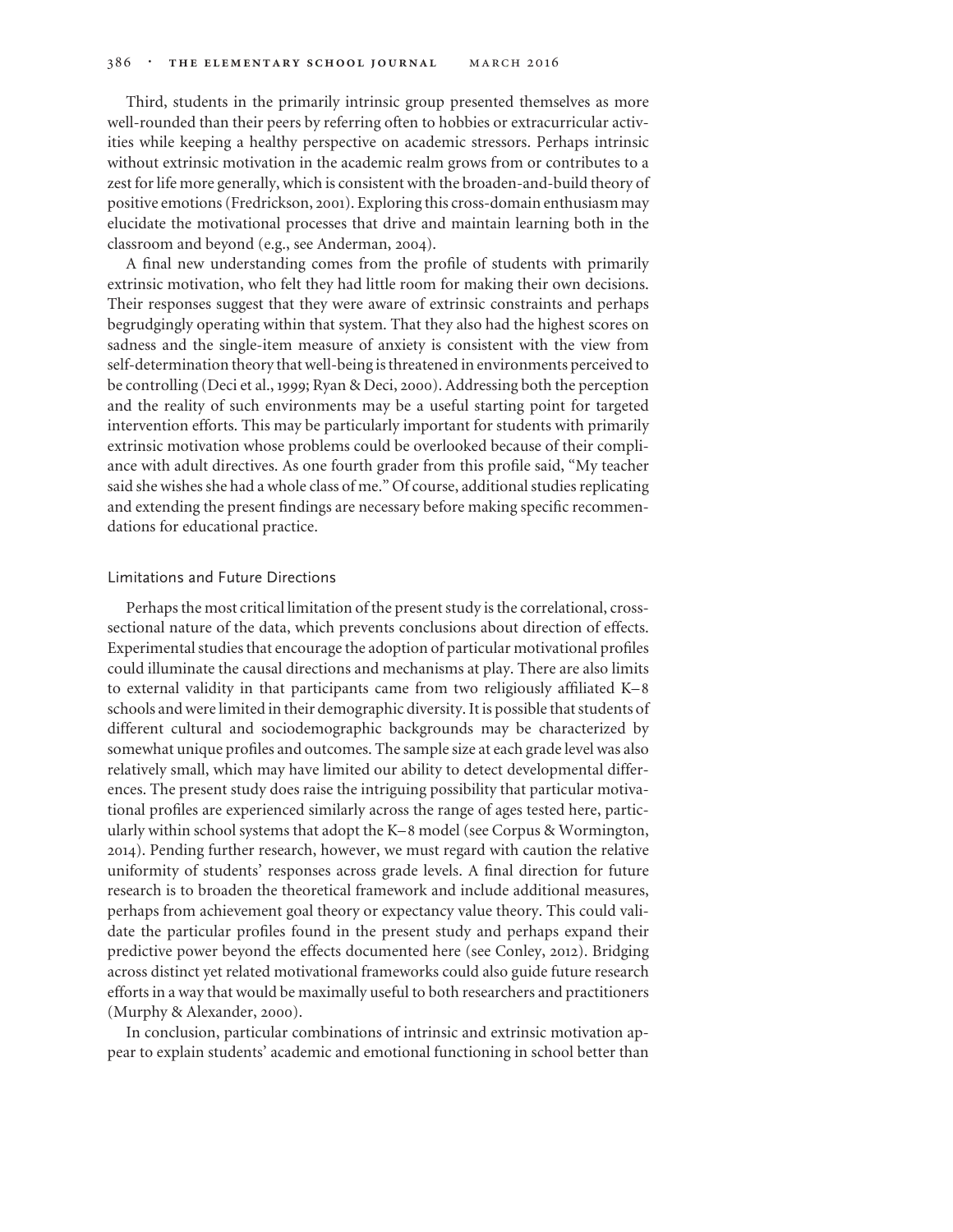Third, students in the primarily intrinsic group presented themselves as more well-rounded than their peers by referring often to hobbies or extracurricular activities while keeping a healthy perspective on academic stressors. Perhaps intrinsic without extrinsic motivation in the academic realm grows from or contributes to a zest for life more generally, which is consistent with the broaden-and-build theory of positive emotions (Fredrickson, 2001). Exploring this cross-domain enthusiasm may elucidate the motivational processes that drive and maintain learning both in the classroom and beyond (e.g., see Anderman, 2004).

A final new understanding comes from the profile of students with primarily extrinsic motivation, who felt they had little room for making their own decisions. Their responses suggest that they were aware of extrinsic constraints and perhaps begrudgingly operating within that system. That they also had the highest scores on sadness and the single-item measure of anxiety is consistent with the view from self-determination theory that well-being is threatened in environments perceived to be controlling (Deci et al., 1999; Ryan & Deci, 2000). Addressing both the perception and the reality of such environments may be a useful starting point for targeted intervention efforts. This may be particularly important for students with primarily extrinsic motivation whose problems could be overlooked because of their compliance with adult directives. As one fourth grader from this profile said, "My teacher said she wishes she had a whole class of me." Of course, additional studies replicating and extending the present findings are necessary before making specific recommendations for educational practice.

## Limitations and Future Directions

Perhaps the most critical limitation of the present study is the correlational, cross-sectional nature of the data, which prevents conclusions about direction of effects. Experimental studies that encourage the adoption of particular motivational profiles could illuminate the causal directions and mechanisms at play. There are also limits to external validity in that participants came from two religiously affiliated K–8 schools and were limited in their demographic diversity. It is possible that students of different cultural and sociodemographic backgrounds may be characterized by somewhat unique profiles and outcomes. The sample size at each grade level was also relatively small, which may have limited our ability to detect developmental differences. The present study does raise the intriguing possibility that particular motivational profiles are experienced similarly across the range of ages tested here, particularly within school systems that adopt the K–8 model (see Corpus & Wormington, 2014). Pending further research, however, we must regard with caution the relative uniformity of students' responses across grade levels. A final direction for future research is to broaden the theoretical framework and include additional measures, perhaps from achievement goal theory or expectancy value theory. This could validate the particular profiles found in the present study and perhaps expand their predictive power beyond the effects documented here (see Conley, 2012). Bridging across distinct yet related motivational frameworks could also guide future research efforts in a way that would be maximally useful to both researchers and practitioners (Murphy & Alexander, 2000).

In conclusion, particular combinations of intrinsic and extrinsic motivation appear to explain students' academic and emotional functioning in school better than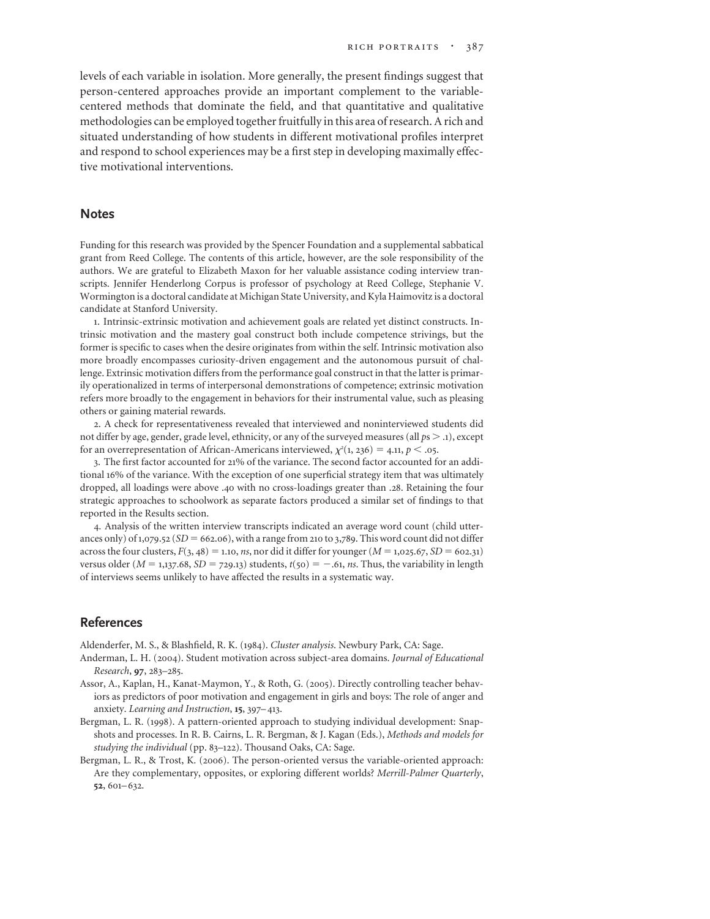levels of each variable in isolation. More generally, the present findings suggest that person-centered approaches provide an important complement to the variable-centered methods that dominate the field, and that quantitative and qualitative methodologies can be employed together fruitfully in this area of research. A rich and situated understanding of how students in different motivational profiles interpret and respond to school experiences may be a first step in developing maximally effective motivational interventions.

## Notes

Funding for this research was provided by the Spencer Foundation and a supplemental sabbatical grant from Reed College. The contents of this article, however, are the sole responsibility of the authors. We are grateful to Elizabeth Maxon for her valuable assistance coding interview transcripts. Jennifer Henderlong Corpus is professor of psychology at Reed College, Stephanie V. Wormington is a doctoral candidate at Michigan State University, and Kyla Haimovitz is a doctoral candidate at Stanford University.

1. Intrinsic-extrinsic motivation and achievement goals are related yet distinct constructs. Intrinsic motivation and the mastery goal construct both include competence strivings, but the former is specific to cases when the desire originates from within the self. Intrinsic motivation also more broadly encompasses curiosity-driven engagement and the autonomous pursuit of challenge. Extrinsic motivation differs from the performance goal construct in that the latter is primarily operationalized in terms of interpersonal demonstrations of competence; extrinsic motivation refers more broadly to the engagement in behaviors for their instrumental value, such as pleasing others or gaining material rewards.

2. A check for representativeness revealed that interviewed and noninterviewed students did not differ by age, gender, grade level, ethnicity, or any of the surveyed measures (all $p$s $> .1$), except for an overrepresentation of African-Americans interviewed, $\chi^2(1, 236) = 4.11, p < .05$.

3. The first factor accounted for 21% of the variance. The second factor accounted for an additional 16% of the variance. With the exception of one superficial strategy item that was ultimately dropped, all loadings were above .40 with no cross-loadings greater than .28. Retaining the four strategic approaches to schoolwork as separate factors produced a similar set of findings to that reported in the Results section.

4. Analysis of the written interview transcripts indicated an average word count (child utterances only) of 1,079.52 ($SD = 662.06$), with a range from 210 to 3,789. This word count did not differ across the four clusters, $F(3, 48) = 1.10$, *ns*, nor did it differ for younger ($M = 1{,}025.67$, $SD = 602.31$) versus older ($M = 1{,}137.68$, $SD = 729.13$) students, $t(50) = -.61$, *ns*. Thus, the variability in length of interviews seems unlikely to have affected the results in a systematic way.

## References

Aldenderfer, M. S., & Blashfield, R. K. (1984). *Cluster analysis*. Newbury Park, CA: Sage.

Anderman, L. H. (2004). Student motivation across subject-area domains. *Journal of Educational Research*, **97**, 283–285.

Assor, A., Kaplan, H., Kanat-Maymon, Y., & Roth, G. (2005). Directly controlling teacher behaviors as predictors of poor motivation and engagement in girls and boys: The role of anger and anxiety. *Learning and Instruction*, **15**, 397–413.

Bergman, L. R. (1998). A pattern-oriented approach to studying individual development: Snapshots and processes. In R. B. Cairns, L. R. Bergman, & J. Kagan (Eds.), *Methods and models for studying the individual* (pp. 83–122). Thousand Oaks, CA: Sage.

Bergman, L. R., & Trost, K. (2006). The person-oriented versus the variable-oriented approach: Are they complementary, opposites, or exploring different worlds? *Merrill-Palmer Quarterly*, **52**, 601–632.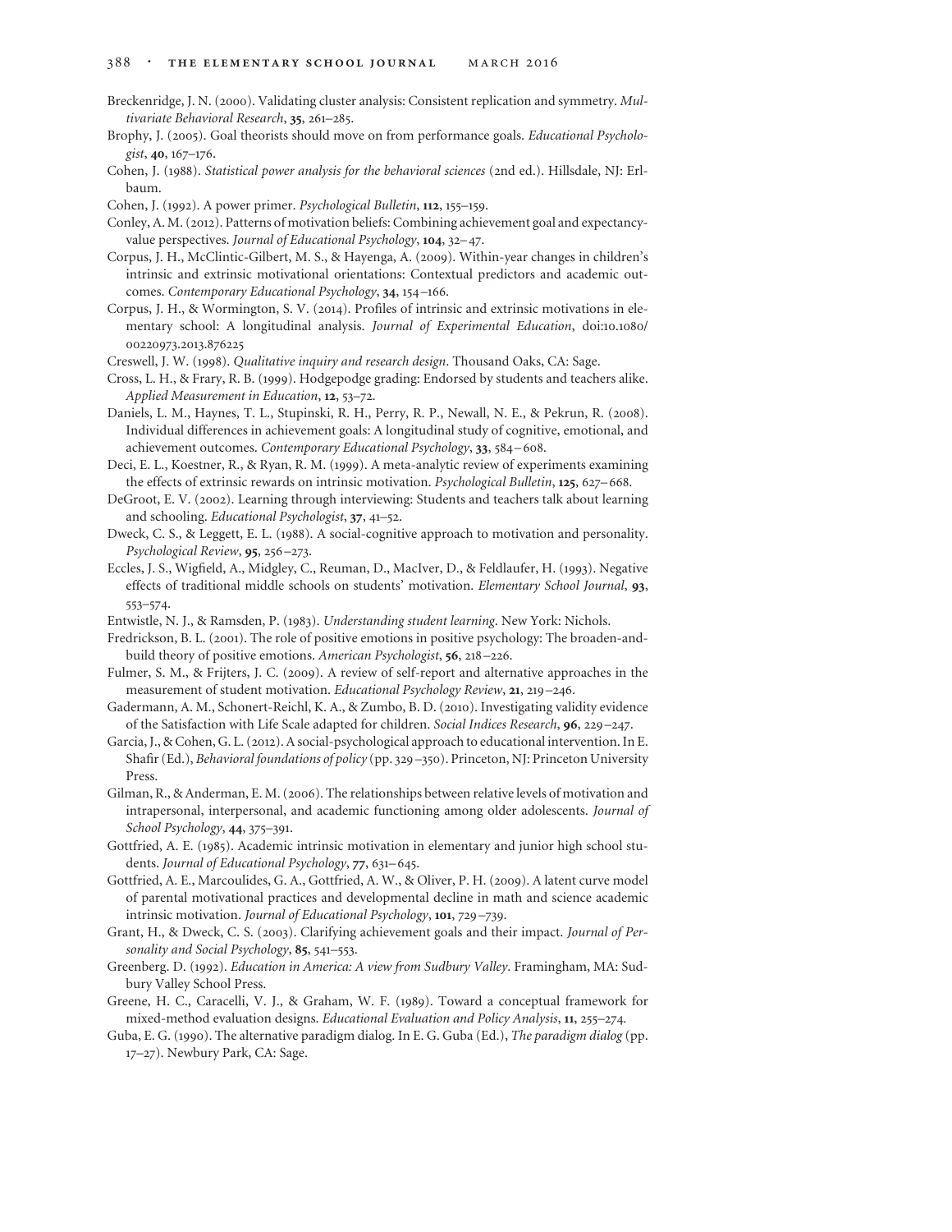Breckenridge, J. N. (2000). Validating cluster analysis: Consistent replication and symmetry. *Multivariate Behavioral Research*, **35**, 261–285.

Brophy, J. (2005). Goal theorists should move on from performance goals. *Educational Psychologist*, **40**, 167–176.

Cohen, J. (1988). *Statistical power analysis for the behavioral sciences* (2nd ed.). Hillsdale, NJ: Erlbaum.

Cohen, J. (1992). A power primer. *Psychological Bulletin*, **112**, 155–159.

Conley, A. M. (2012). Patterns of motivation beliefs: Combining achievement goal and expectancy-value perspectives. *Journal of Educational Psychology*, **104**, 32–47.

Corpus, J. H., McClintic-Gilbert, M. S., & Hayenga, A. (2009). Within-year changes in children's intrinsic and extrinsic motivational orientations: Contextual predictors and academic outcomes. *Contemporary Educational Psychology*, **34**, 154–166.

Corpus, J. H., & Wormington, S. V. (2014). Profiles of intrinsic and extrinsic motivations in elementary school: A longitudinal analysis. *Journal of Experimental Education*, doi:10.1080/00220973.2013.876225

Creswell, J. W. (1998). *Qualitative inquiry and research design*. Thousand Oaks, CA: Sage.

Cross, L. H., & Frary, R. B. (1999). Hodgepodge grading: Endorsed by students and teachers alike. *Applied Measurement in Education*, **12**, 53–72.

Daniels, L. M., Haynes, T. L., Stupinski, R. H., Perry, R. P., Newall, N. E., & Pekrun, R. (2008). Individual differences in achievement goals: A longitudinal study of cognitive, emotional, and achievement outcomes. *Contemporary Educational Psychology*, **33**, 584–608.

Deci, E. L., Koestner, R., & Ryan, R. M. (1999). A meta-analytic review of experiments examining the effects of extrinsic rewards on intrinsic motivation. *Psychological Bulletin*, **125**, 627–668.

DeGroot, E. V. (2002). Learning through interviewing: Students and teachers talk about learning and schooling. *Educational Psychologist*, **37**, 41–52.

Dweck, C. S., & Leggett, E. L. (1988). A social-cognitive approach to motivation and personality. *Psychological Review*, **95**, 256–273.

Eccles, J. S., Wigfield, A., Midgley, C., Reuman, D., MacIver, D., & Feldlaufer, H. (1993). Negative effects of traditional middle schools on students' motivation. *Elementary School Journal*, **93**, 553–574.

Entwistle, N. J., & Ramsden, P. (1983). *Understanding student learning*. New York: Nichols.

Fredrickson, B. L. (2001). The role of positive emotions in positive psychology: The broaden-and-build theory of positive emotions. *American Psychologist*, **56**, 218–226.

Fulmer, S. M., & Frijters, J. C. (2009). A review of self-report and alternative approaches in the measurement of student motivation. *Educational Psychology Review*, **21**, 219–246.

Gadermann, A. M., Schonert-Reichl, K. A., & Zumbo, B. D. (2010). Investigating validity evidence of the Satisfaction with Life Scale adapted for children. *Social Indices Research*, **96**, 229–247.

Garcia, J., & Cohen, G. L. (2012). A social-psychological approach to educational intervention. In E. Shafir (Ed.), *Behavioral foundations of policy* (pp. 329–350). Princeton, NJ: Princeton University Press.

Gilman, R., & Anderman, E. M. (2006). The relationships between relative levels of motivation and intrapersonal, interpersonal, and academic functioning among older adolescents. *Journal of School Psychology*, **44**, 375–391.

Gottfried, A. E. (1985). Academic intrinsic motivation in elementary and junior high school students. *Journal of Educational Psychology*, **77**, 631–645.

Gottfried, A. E., Marcoulides, G. A., Gottfried, A. W., & Oliver, P. H. (2009). A latent curve model of parental motivational practices and developmental decline in math and science academic intrinsic motivation. *Journal of Educational Psychology*, **101**, 729–739.

Grant, H., & Dweck, C. S. (2003). Clarifying achievement goals and their impact. *Journal of Personality and Social Psychology*, **85**, 541–553.

Greenberg. D. (1992). *Education in America: A view from Sudbury Valley*. Framingham, MA: Sudbury Valley School Press.

Greene, H. C., Caracelli, V. J., & Graham, W. F. (1989). Toward a conceptual framework for mixed-method evaluation designs. *Educational Evaluation and Policy Analysis*, **11**, 255–274.

Guba, E. G. (1990). The alternative paradigm dialog. In E. G. Guba (Ed.), *The paradigm dialog* (pp. 17–27). Newbury Park, CA: Sage.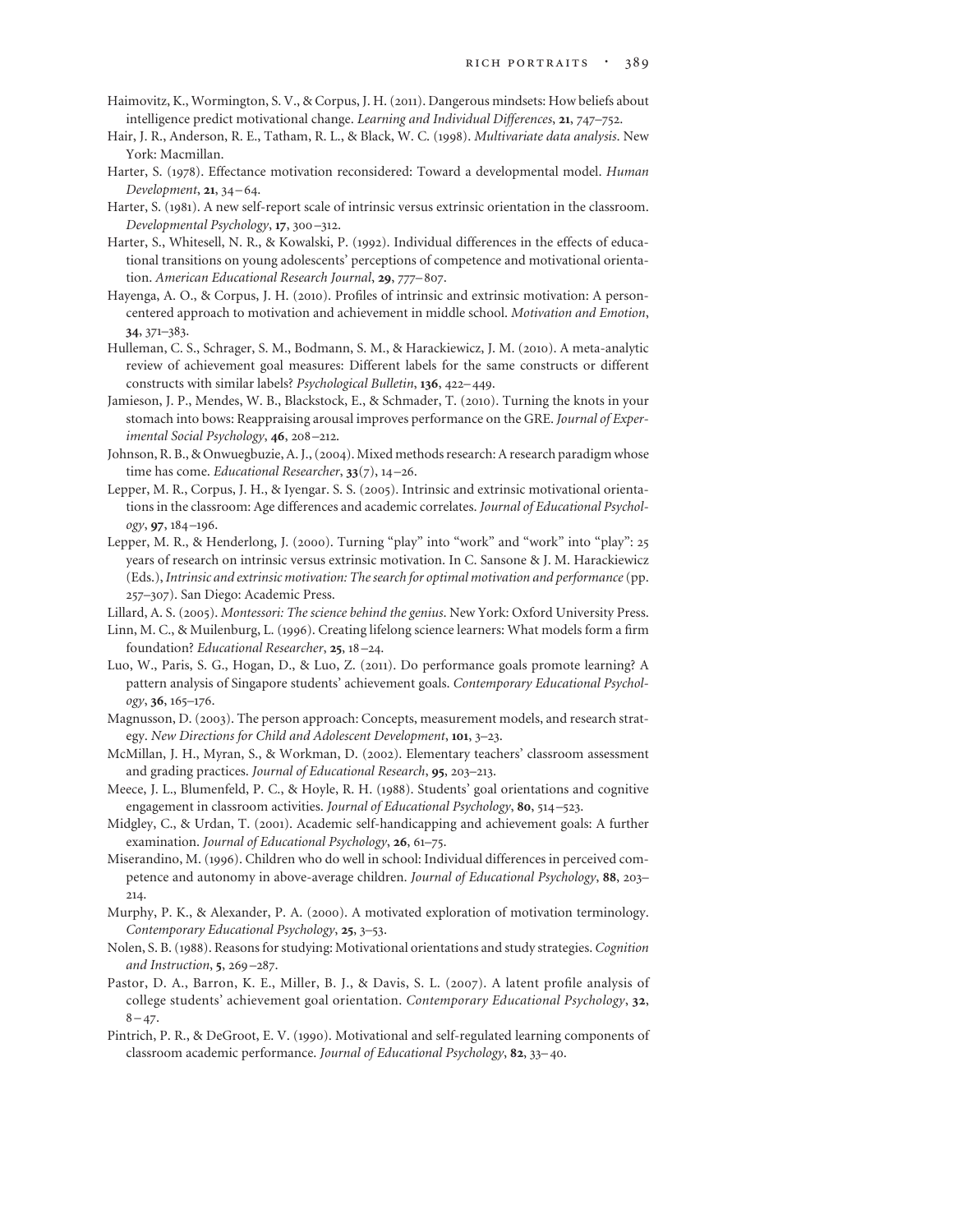Haimovitz, K., Wormington, S. V., & Corpus, J. H. (2011). Dangerous mindsets: How beliefs about intelligence predict motivational change. *Learning and Individual Differences*, **21**, 747–752.

Hair, J. R., Anderson, R. E., Tatham, R. L., & Black, W. C. (1998). *Multivariate data analysis*. New York: Macmillan.

Harter, S. (1978). Effectance motivation reconsidered: Toward a developmental model. *Human Development*, **21**, 34–64.

Harter, S. (1981). A new self-report scale of intrinsic versus extrinsic orientation in the classroom. *Developmental Psychology*, **17**, 300–312.

Harter, S., Whitesell, N. R., & Kowalski, P. (1992). Individual differences in the effects of educational transitions on young adolescents' perceptions of competence and motivational orientation. *American Educational Research Journal*, **29**, 777–807.

Hayenga, A. O., & Corpus, J. H. (2010). Profiles of intrinsic and extrinsic motivation: A person-centered approach to motivation and achievement in middle school. *Motivation and Emotion*, **34**, 371–383.

Hulleman, C. S., Schrager, S. M., Bodmann, S. M., & Harackiewicz, J. M. (2010). A meta-analytic review of achievement goal measures: Different labels for the same constructs or different constructs with similar labels? *Psychological Bulletin*, **136**, 422–449.

Jamieson, J. P., Mendes, W. B., Blackstock, E., & Schmader, T. (2010). Turning the knots in your stomach into bows: Reappraising arousal improves performance on the GRE. *Journal of Experimental Social Psychology*, **46**, 208–212.

Johnson, R. B., & Onwuegbuzie, A. J., (2004). Mixed methods research: A research paradigm whose time has come. *Educational Researcher*, **33**(7), 14–26.

Lepper, M. R., Corpus, J. H., & Iyengar. S. S. (2005). Intrinsic and extrinsic motivational orientations in the classroom: Age differences and academic correlates. *Journal of Educational Psychology*, **97**, 184–196.

Lepper, M. R., & Henderlong, J. (2000). Turning "play" into "work" and "work" into "play": 25 years of research on intrinsic versus extrinsic motivation. In C. Sansone & J. M. Harackiewicz (Eds.), *Intrinsic and extrinsic motivation: The search for optimal motivation and performance* (pp. 257–307). San Diego: Academic Press.

Lillard, A. S. (2005). *Montessori: The science behind the genius*. New York: Oxford University Press.

Linn, M. C., & Muilenburg, L. (1996). Creating lifelong science learners: What models form a firm foundation? *Educational Researcher*, **25**, 18–24.

Luo, W., Paris, S. G., Hogan, D., & Luo, Z. (2011). Do performance goals promote learning? A pattern analysis of Singapore students' achievement goals. *Contemporary Educational Psychology*, **36**, 165–176.

Magnusson, D. (2003). The person approach: Concepts, measurement models, and research strategy. *New Directions for Child and Adolescent Development*, **101**, 3–23.

McMillan, J. H., Myran, S., & Workman, D. (2002). Elementary teachers' classroom assessment and grading practices. *Journal of Educational Research*, **95**, 203–213.

Meece, J. L., Blumenfeld, P. C., & Hoyle, R. H. (1988). Students' goal orientations and cognitive engagement in classroom activities. *Journal of Educational Psychology*, **80**, 514–523.

Midgley, C., & Urdan, T. (2001). Academic self-handicapping and achievement goals: A further examination. *Journal of Educational Psychology*, **26**, 61–75.

Miserandino, M. (1996). Children who do well in school: Individual differences in perceived competence and autonomy in above-average children. *Journal of Educational Psychology*, **88**, 203–214.

Murphy, P. K., & Alexander, P. A. (2000). A motivated exploration of motivation terminology. *Contemporary Educational Psychology*, **25**, 3–53.

Nolen, S. B. (1988). Reasons for studying: Motivational orientations and study strategies. *Cognition and Instruction*, **5**, 269–287.

Pastor, D. A., Barron, K. E., Miller, B. J., & Davis, S. L. (2007). A latent profile analysis of college students' achievement goal orientation. *Contemporary Educational Psychology*, **32**, 8–47.

Pintrich, P. R., & DeGroot, E. V. (1990). Motivational and self-regulated learning components of classroom academic performance. *Journal of Educational Psychology*, **82**, 33–40.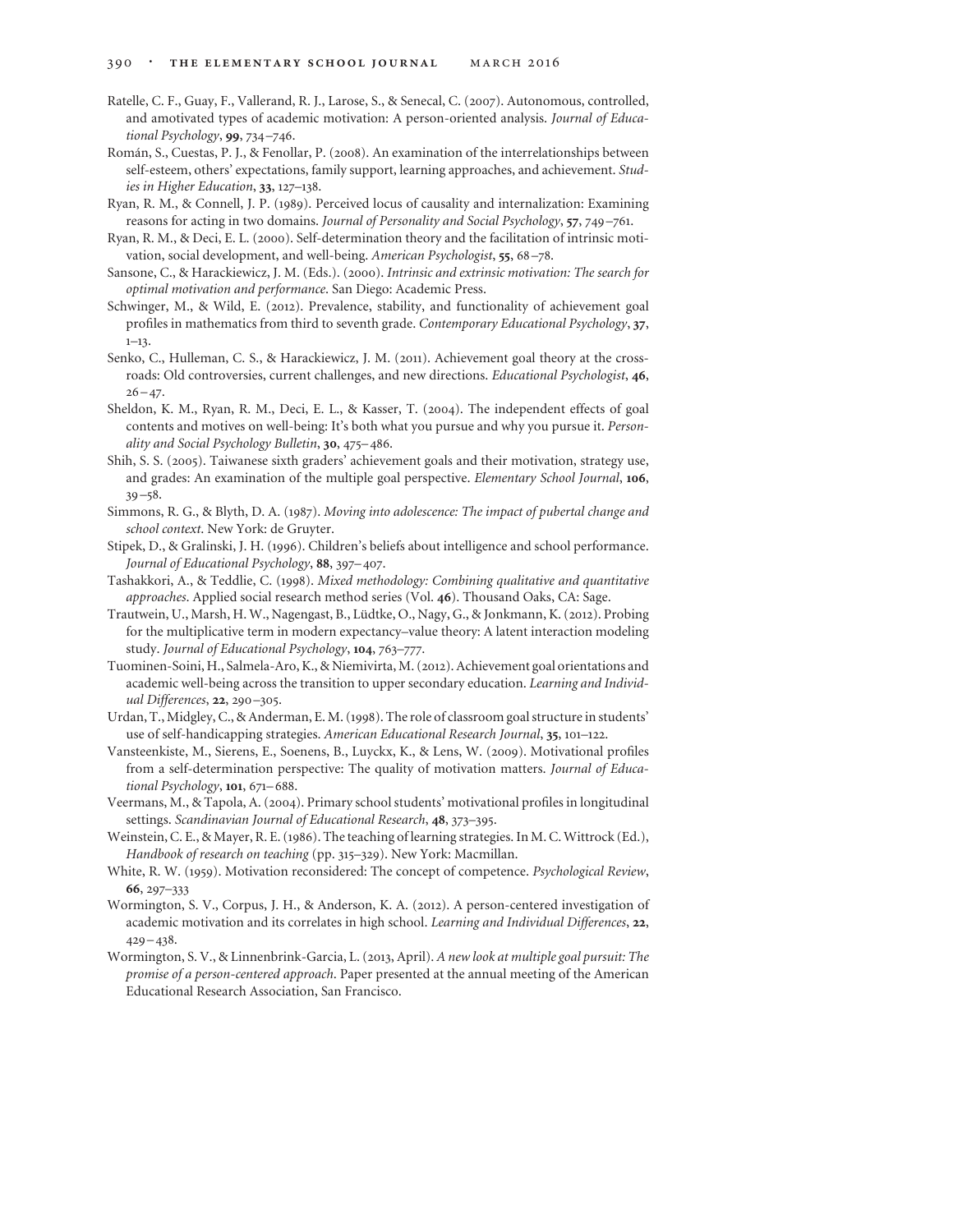Ratelle, C. F., Guay, F., Vallerand, R. J., Larose, S., & Senecal, C. (2007). Autonomous, controlled, and amotivated types of academic motivation: A person-oriented analysis. *Journal of Educational Psychology*, **99**, 734–746.

Román, S., Cuestas, P. J., & Fenollar, P. (2008). An examination of the interrelationships between self-esteem, others' expectations, family support, learning approaches, and achievement. *Studies in Higher Education*, **33**, 127–138.

Ryan, R. M., & Connell, J. P. (1989). Perceived locus of causality and internalization: Examining reasons for acting in two domains. *Journal of Personality and Social Psychology*, **57**, 749–761.

Ryan, R. M., & Deci, E. L. (2000). Self-determination theory and the facilitation of intrinsic motivation, social development, and well-being. *American Psychologist*, **55**, 68–78.

Sansone, C., & Harackiewicz, J. M. (Eds.). (2000). *Intrinsic and extrinsic motivation: The search for optimal motivation and performance*. San Diego: Academic Press.

Schwinger, M., & Wild, E. (2012). Prevalence, stability, and functionality of achievement goal profiles in mathematics from third to seventh grade. *Contemporary Educational Psychology*, **37**, 1–13.

Senko, C., Hulleman, C. S., & Harackiewicz, J. M. (2011). Achievement goal theory at the crossroads: Old controversies, current challenges, and new directions. *Educational Psychologist*, **46**, 26–47.

Sheldon, K. M., Ryan, R. M., Deci, E. L., & Kasser, T. (2004). The independent effects of goal contents and motives on well-being: It's both what you pursue and why you pursue it. *Personality and Social Psychology Bulletin*, **30**, 475–486.

Shih, S. S. (2005). Taiwanese sixth graders' achievement goals and their motivation, strategy use, and grades: An examination of the multiple goal perspective. *Elementary School Journal*, **106**, 39–58.

Simmons, R. G., & Blyth, D. A. (1987). *Moving into adolescence: The impact of pubertal change and school context*. New York: de Gruyter.

Stipek, D., & Gralinski, J. H. (1996). Children's beliefs about intelligence and school performance. *Journal of Educational Psychology*, **88**, 397–407.

Tashakkori, A., & Teddlie, C. (1998). *Mixed methodology: Combining qualitative and quantitative approaches*. Applied social research method series (Vol. **46**). Thousand Oaks, CA: Sage.

Trautwein, U., Marsh, H. W., Nagengast, B., Lüdtke, O., Nagy, G., & Jonkmann, K. (2012). Probing for the multiplicative term in modern expectancy–value theory: A latent interaction modeling study. *Journal of Educational Psychology*, **104**, 763–777.

Tuominen-Soini, H., Salmela-Aro, K., & Niemivirta, M. (2012). Achievement goal orientations and academic well-being across the transition to upper secondary education. *Learning and Individual Differences*, **22**, 290–305.

Urdan, T., Midgley, C., & Anderman, E. M. (1998). The role of classroom goal structure in students' use of self-handicapping strategies. *American Educational Research Journal*, **35**, 101–122.

Vansteenkiste, M., Sierens, E., Soenens, B., Luyckx, K., & Lens, W. (2009). Motivational profiles from a self-determination perspective: The quality of motivation matters. *Journal of Educational Psychology*, **101**, 671–688.

Veermans, M., & Tapola, A. (2004). Primary school students' motivational profiles in longitudinal settings. *Scandinavian Journal of Educational Research*, **48**, 373–395.

Weinstein, C. E., & Mayer, R. E. (1986). The teaching of learning strategies. In M. C. Wittrock (Ed.), *Handbook of research on teaching* (pp. 315–329). New York: Macmillan.

White, R. W. (1959). Motivation reconsidered: The concept of competence. *Psychological Review*, **66**, 297–333

Wormington, S. V., Corpus, J. H., & Anderson, K. A. (2012). A person-centered investigation of academic motivation and its correlates in high school. *Learning and Individual Differences*, **22**, 429–438.

Wormington, S. V., & Linnenbrink-Garcia, L. (2013, April). *A new look at multiple goal pursuit: The promise of a person-centered approach*. Paper presented at the annual meeting of the American Educational Research Association, San Francisco.